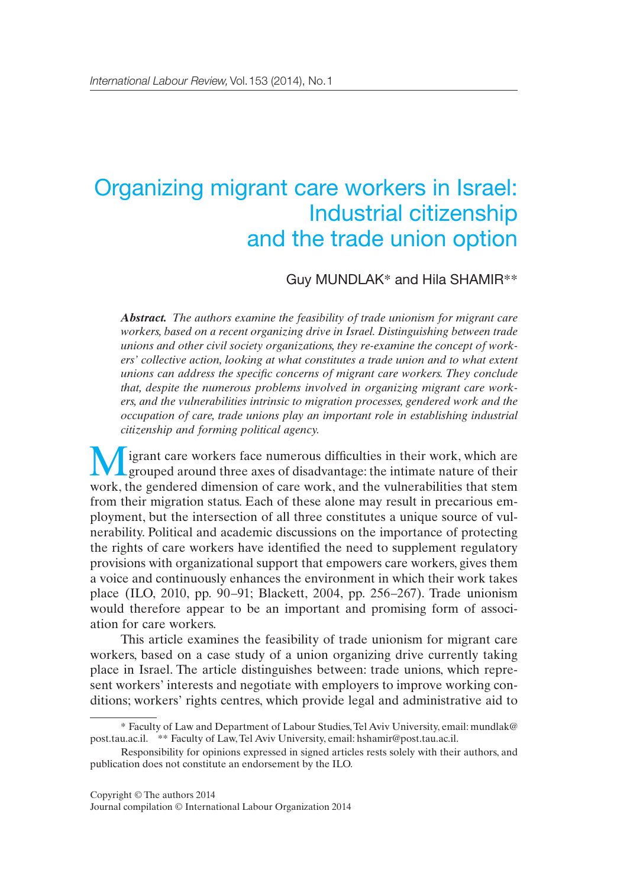# Organizing migrant care workers in Israel: Industrial citizenship and the trade union option

Guy MUNDLAK* and Hila SHAMIR**

***Abstract.*** *The authors examine the feasibility of trade unionism for migrant care workers, based on a recent organizing drive in Israel. Distinguishing between trade unions and other civil society organizations, they re-examine the concept of workers' collective action, looking at what constitutes a trade union and to what extent unions can address the specific concerns of migrant care workers. They conclude that, despite the numerous problems involved in organizing migrant care workers, and the vulnerabilities intrinsic to migration processes, gendered work and the occupation of care, trade unions play an important role in establishing industrial citizenship and forming political agency.*

Migrant care workers face numerous difficulties in their work, which are grouped around three axes of disadvantage: the intimate nature of their work, the gendered dimension of care work, and the vulnerabilities that stem from their migration status. Each of these alone may result in precarious employment, but the intersection of all three constitutes a unique source of vulnerability. Political and academic discussions on the importance of protecting the rights of care workers have identified the need to supplement regulatory provisions with organizational support that empowers care workers, gives them a voice and continuously enhances the environment in which their work takes place (ILO, 2010, pp. 90–91; Blackett, 2004, pp. 256–267). Trade unionism would therefore appear to be an important and promising form of association for care workers.

This article examines the feasibility of trade unionism for migrant care workers, based on a case study of a union organizing drive currently taking place in Israel. The article distinguishes between: trade unions, which represent workers' interests and negotiate with employers to improve working conditions; workers' rights centres, which provide legal and administrative aid to

\* Faculty of Law and Department of Labour Studies, Tel Aviv University, email: mundlak@post.tau.ac.il. ** Faculty of Law, Tel Aviv University, email: hshamir@post.tau.ac.il.

Responsibility for opinions expressed in signed articles rests solely with their authors, and publication does not constitute an endorsement by the ILO.

Copyright © The authors 2014
Journal compilation © International Labour Organization 2014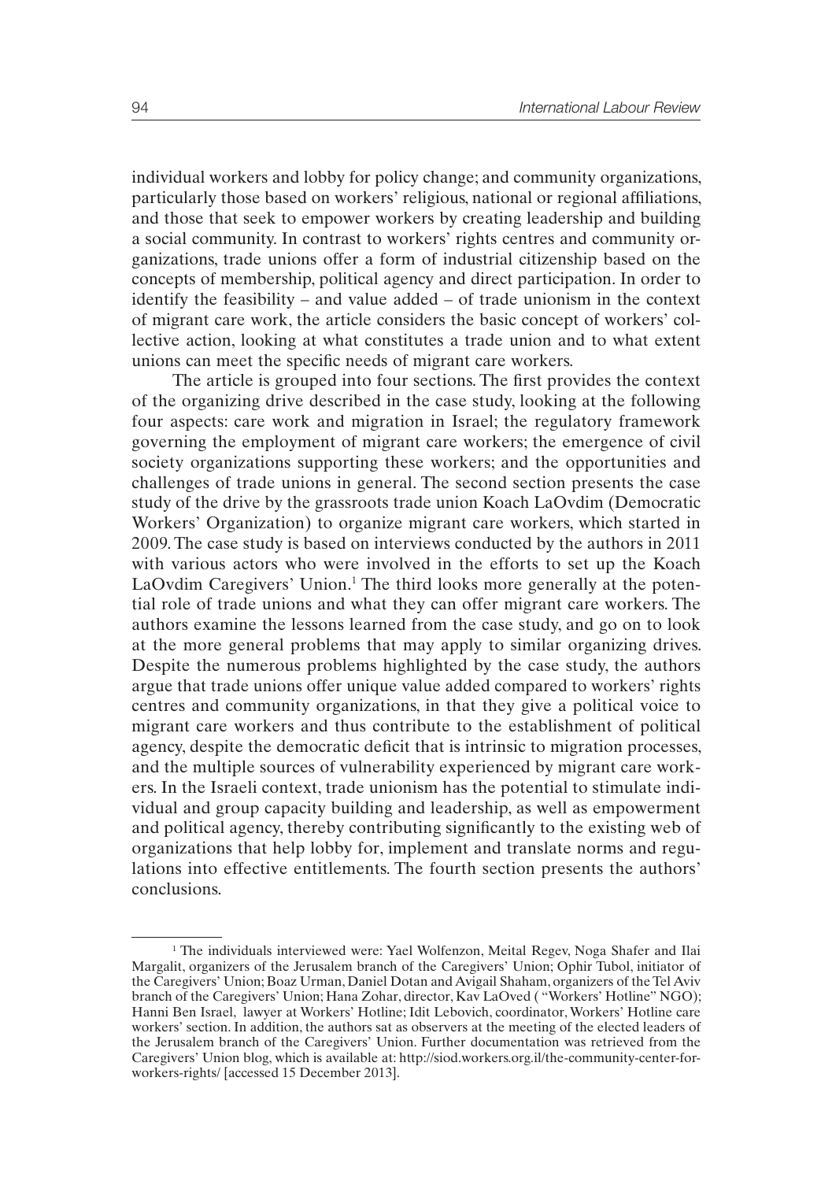individual workers and lobby for policy change; and community organizations, particularly those based on workers' religious, national or regional affiliations, and those that seek to empower workers by creating leadership and building a social community. In contrast to workers' rights centres and community organizations, trade unions offer a form of industrial citizenship based on the concepts of membership, political agency and direct participation. In order to identify the feasibility – and value added – of trade unionism in the context of migrant care work, the article considers the basic concept of workers' collective action, looking at what constitutes a trade union and to what extent unions can meet the specific needs of migrant care workers.

The article is grouped into four sections. The first provides the context of the organizing drive described in the case study, looking at the following four aspects: care work and migration in Israel; the regulatory framework governing the employment of migrant care workers; the emergence of civil society organizations supporting these workers; and the opportunities and challenges of trade unions in general. The second section presents the case study of the drive by the grassroots trade union Koach LaOvdim (Democratic Workers' Organization) to organize migrant care workers, which started in 2009. The case study is based on interviews conducted by the authors in 2011 with various actors who were involved in the efforts to set up the Koach LaOvdim Caregivers' Union.[1] The third looks more generally at the potential role of trade unions and what they can offer migrant care workers. The authors examine the lessons learned from the case study, and go on to look at the more general problems that may apply to similar organizing drives. Despite the numerous problems highlighted by the case study, the authors argue that trade unions offer unique value added compared to workers' rights centres and community organizations, in that they give a political voice to migrant care workers and thus contribute to the establishment of political agency, despite the democratic deficit that is intrinsic to migration processes, and the multiple sources of vulnerability experienced by migrant care workers. In the Israeli context, trade unionism has the potential to stimulate individual and group capacity building and leadership, as well as empowerment and political agency, thereby contributing significantly to the existing web of organizations that help lobby for, implement and translate norms and regulations into effective entitlements. The fourth section presents the authors' conclusions.

---

[1] The individuals interviewed were: Yael Wolfenzon, Meital Regev, Noga Shafer and Ilai Margalit, organizers of the Jerusalem branch of the Caregivers' Union; Ophir Tubol, initiator of the Caregivers' Union; Boaz Urman, Daniel Dotan and Avigail Shaham, organizers of the Tel Aviv branch of the Caregivers' Union; Hana Zohar, director, Kav LaOved ( "Workers' Hotline" NGO); Hanni Ben Israel, lawyer at Workers' Hotline; Idit Lebovich, coordinator, Workers' Hotline care workers' section. In addition, the authors sat as observers at the meeting of the elected leaders of the Jerusalem branch of the Caregivers' Union. Further documentation was retrieved from the Caregivers' Union blog, which is available at: http://siod.workers.org.il/the-community-center-for-workers-rights/ [accessed 15 December 2013].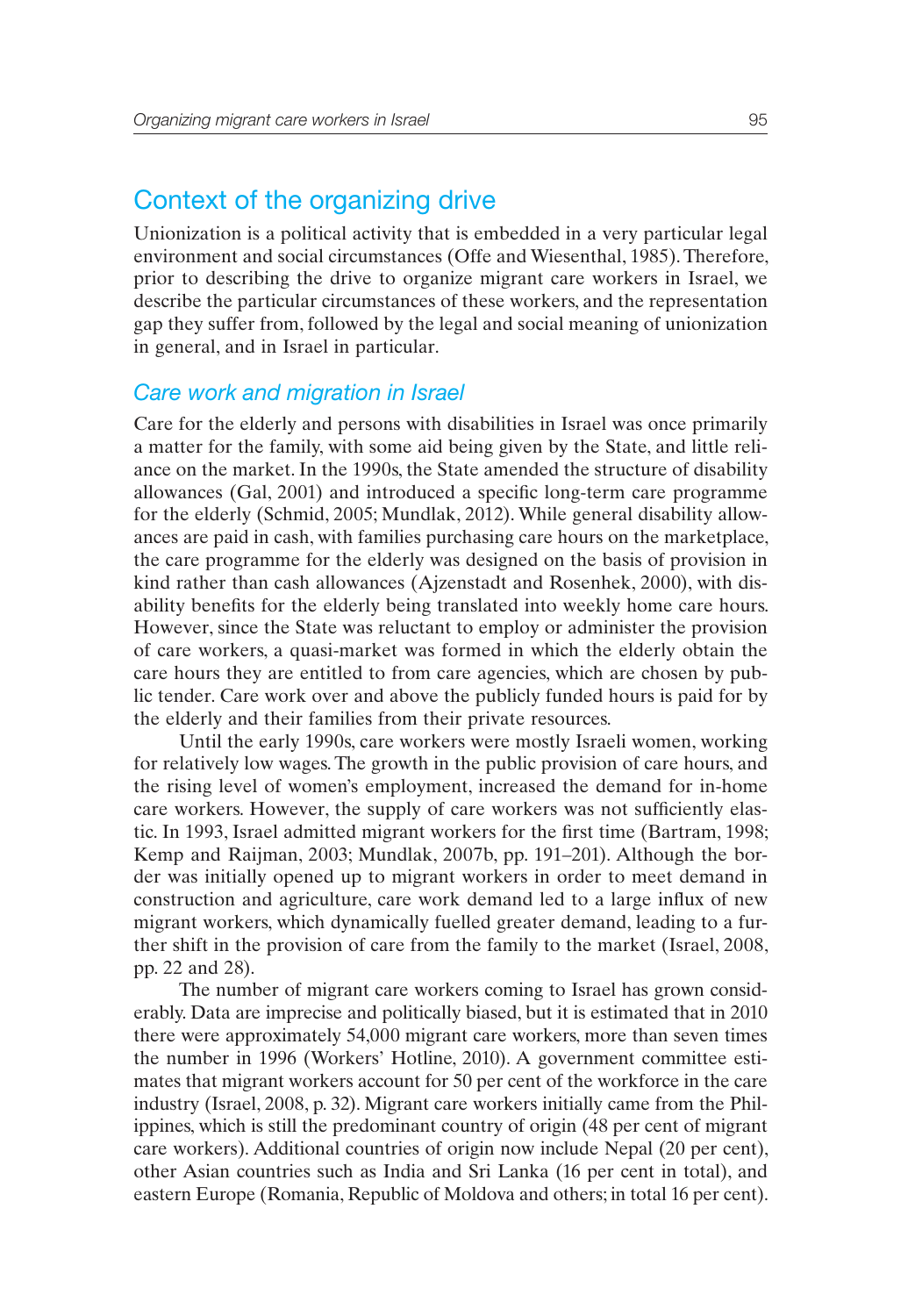## Context of the organizing drive

Unionization is a political activity that is embedded in a very particular legal environment and social circumstances (Offe and Wiesenthal, 1985). Therefore, prior to describing the drive to organize migrant care workers in Israel, we describe the particular circumstances of these workers, and the representation gap they suffer from, followed by the legal and social meaning of unionization in general, and in Israel in particular.

### *Care work and migration in Israel*

Care for the elderly and persons with disabilities in Israel was once primarily a matter for the family, with some aid being given by the State, and little reliance on the market. In the 1990s, the State amended the structure of disability allowances (Gal, 2001) and introduced a specific long-term care programme for the elderly (Schmid, 2005; Mundlak, 2012). While general disability allowances are paid in cash, with families purchasing care hours on the marketplace, the care programme for the elderly was designed on the basis of provision in kind rather than cash allowances (Ajzenstadt and Rosenhek, 2000), with disability benefits for the elderly being translated into weekly home care hours. However, since the State was reluctant to employ or administer the provision of care workers, a quasi-market was formed in which the elderly obtain the care hours they are entitled to from care agencies, which are chosen by public tender. Care work over and above the publicly funded hours is paid for by the elderly and their families from their private resources.

Until the early 1990s, care workers were mostly Israeli women, working for relatively low wages. The growth in the public provision of care hours, and the rising level of women's employment, increased the demand for in-home care workers. However, the supply of care workers was not sufficiently elastic. In 1993, Israel admitted migrant workers for the first time (Bartram, 1998; Kemp and Raijman, 2003; Mundlak, 2007b, pp. 191–201). Although the border was initially opened up to migrant workers in order to meet demand in construction and agriculture, care work demand led to a large influx of new migrant workers, which dynamically fuelled greater demand, leading to a further shift in the provision of care from the family to the market (Israel, 2008, pp. 22 and 28).

The number of migrant care workers coming to Israel has grown considerably. Data are imprecise and politically biased, but it is estimated that in 2010 there were approximately 54,000 migrant care workers, more than seven times the number in 1996 (Workers' Hotline, 2010). A government committee estimates that migrant workers account for 50 per cent of the workforce in the care industry (Israel, 2008, p. 32). Migrant care workers initially came from the Philippines, which is still the predominant country of origin (48 per cent of migrant care workers). Additional countries of origin now include Nepal (20 per cent), other Asian countries such as India and Sri Lanka (16 per cent in total), and eastern Europe (Romania, Republic of Moldova and others; in total 16 per cent).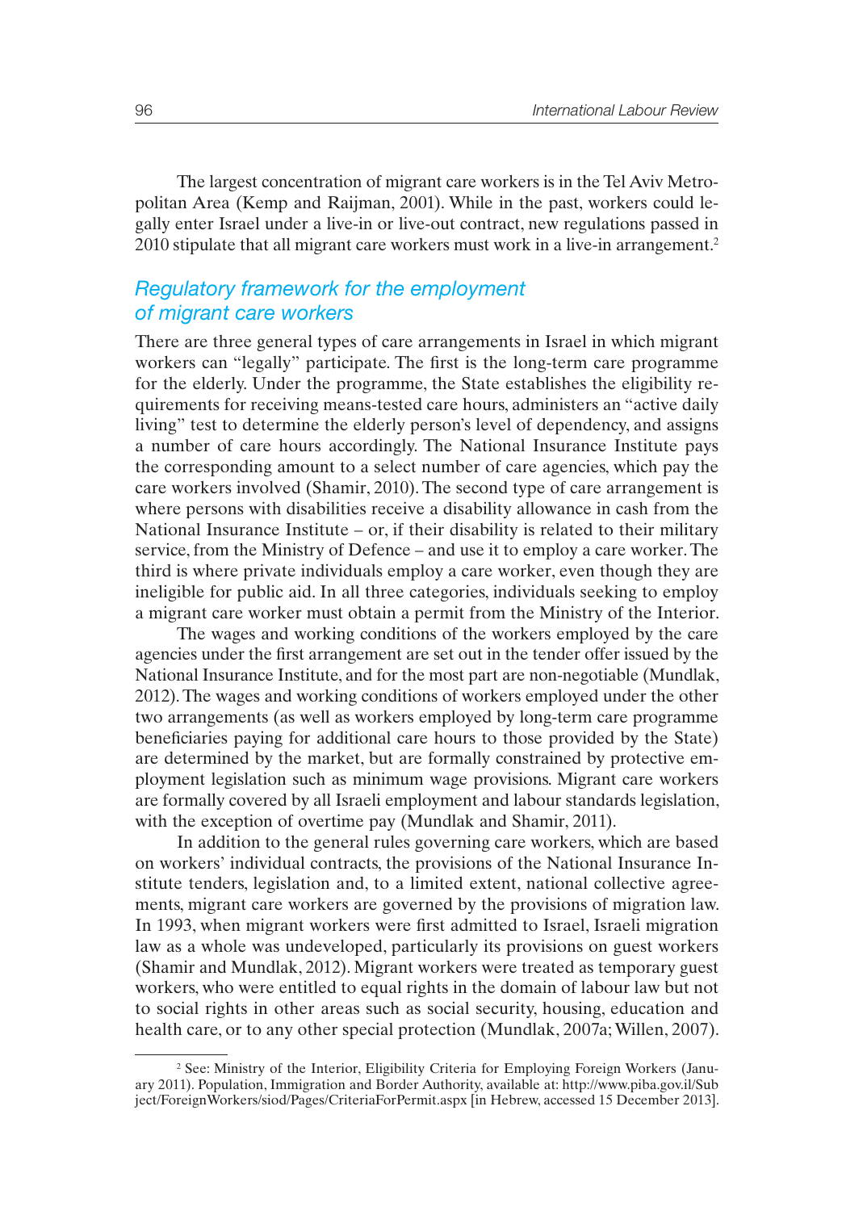The largest concentration of migrant care workers is in the Tel Aviv Metropolitan Area (Kemp and Raijman, 2001). While in the past, workers could legally enter Israel under a live-in or live-out contract, new regulations passed in 2010 stipulate that all migrant care workers must work in a live-in arrangement.[2]

## *Regulatory framework for the employment of migrant care workers*

There are three general types of care arrangements in Israel in which migrant workers can "legally" participate. The first is the long-term care programme for the elderly. Under the programme, the State establishes the eligibility requirements for receiving means-tested care hours, administers an "active daily living" test to determine the elderly person's level of dependency, and assigns a number of care hours accordingly. The National Insurance Institute pays the corresponding amount to a select number of care agencies, which pay the care workers involved (Shamir, 2010). The second type of care arrangement is where persons with disabilities receive a disability allowance in cash from the National Insurance Institute – or, if their disability is related to their military service, from the Ministry of Defence – and use it to employ a care worker. The third is where private individuals employ a care worker, even though they are ineligible for public aid. In all three categories, individuals seeking to employ a migrant care worker must obtain a permit from the Ministry of the Interior.

The wages and working conditions of the workers employed by the care agencies under the first arrangement are set out in the tender offer issued by the National Insurance Institute, and for the most part are non-negotiable (Mundlak, 2012). The wages and working conditions of workers employed under the other two arrangements (as well as workers employed by long-term care programme beneficiaries paying for additional care hours to those provided by the State) are determined by the market, but are formally constrained by protective employment legislation such as minimum wage provisions. Migrant care workers are formally covered by all Israeli employment and labour standards legislation, with the exception of overtime pay (Mundlak and Shamir, 2011).

In addition to the general rules governing care workers, which are based on workers' individual contracts, the provisions of the National Insurance Institute tenders, legislation and, to a limited extent, national collective agreements, migrant care workers are governed by the provisions of migration law. In 1993, when migrant workers were first admitted to Israel, Israeli migration law as a whole was undeveloped, particularly its provisions on guest workers (Shamir and Mundlak, 2012). Migrant workers were treated as temporary guest workers, who were entitled to equal rights in the domain of labour law but not to social rights in other areas such as social security, housing, education and health care, or to any other special protection (Mundlak, 2007a; Willen, 2007).

[2] See: Ministry of the Interior, Eligibility Criteria for Employing Foreign Workers (January 2011). Population, Immigration and Border Authority, available at: http://www.piba.gov.il/Subject/ForeignWorkers/siod/Pages/CriteriaForPermit.aspx [in Hebrew, accessed 15 December 2013].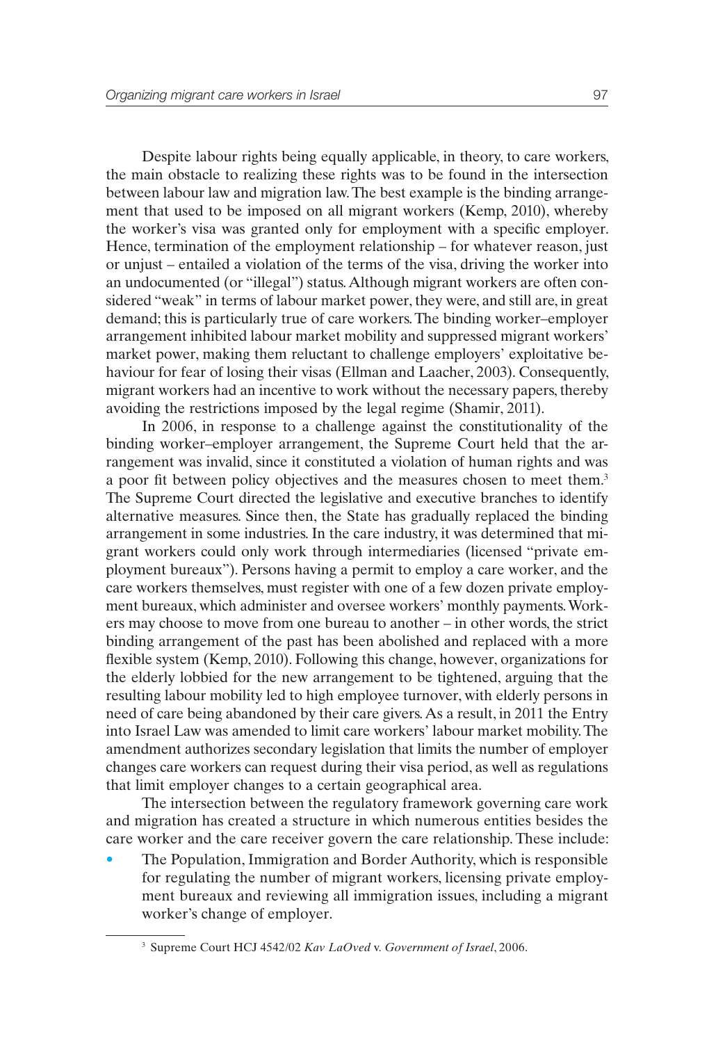Despite labour rights being equally applicable, in theory, to care workers, the main obstacle to realizing these rights was to be found in the intersection between labour law and migration law. The best example is the binding arrangement that used to be imposed on all migrant workers (Kemp, 2010), whereby the worker's visa was granted only for employment with a specific employer. Hence, termination of the employment relationship – for whatever reason, just or unjust – entailed a violation of the terms of the visa, driving the worker into an undocumented (or "illegal") status. Although migrant workers are often considered "weak" in terms of labour market power, they were, and still are, in great demand; this is particularly true of care workers. The binding worker–employer arrangement inhibited labour market mobility and suppressed migrant workers' market power, making them reluctant to challenge employers' exploitative behaviour for fear of losing their visas (Ellman and Laacher, 2003). Consequently, migrant workers had an incentive to work without the necessary papers, thereby avoiding the restrictions imposed by the legal regime (Shamir, 2011).

In 2006, in response to a challenge against the constitutionality of the binding worker–employer arrangement, the Supreme Court held that the arrangement was invalid, since it constituted a violation of human rights and was a poor fit between policy objectives and the measures chosen to meet them.[3] The Supreme Court directed the legislative and executive branches to identify alternative measures. Since then, the State has gradually replaced the binding arrangement in some industries. In the care industry, it was determined that migrant workers could only work through intermediaries (licensed "private employment bureaux"). Persons having a permit to employ a care worker, and the care workers themselves, must register with one of a few dozen private employment bureaux, which administer and oversee workers' monthly payments. Workers may choose to move from one bureau to another – in other words, the strict binding arrangement of the past has been abolished and replaced with a more flexible system (Kemp, 2010). Following this change, however, organizations for the elderly lobbied for the new arrangement to be tightened, arguing that the resulting labour mobility led to high employee turnover, with elderly persons in need of care being abandoned by their care givers. As a result, in 2011 the Entry into Israel Law was amended to limit care workers' labour market mobility. The amendment authorizes secondary legislation that limits the number of employer changes care workers can request during their visa period, as well as regulations that limit employer changes to a certain geographical area.

The intersection between the regulatory framework governing care work and migration has created a structure in which numerous entities besides the care worker and the care receiver govern the care relationship. These include:

- The Population, Immigration and Border Authority, which is responsible for regulating the number of migrant workers, licensing private employment bureaux and reviewing all immigration issues, including a migrant worker's change of employer.

[3] Supreme Court HCJ 4542/02 *Kav LaOved* v. *Government of Israel*, 2006.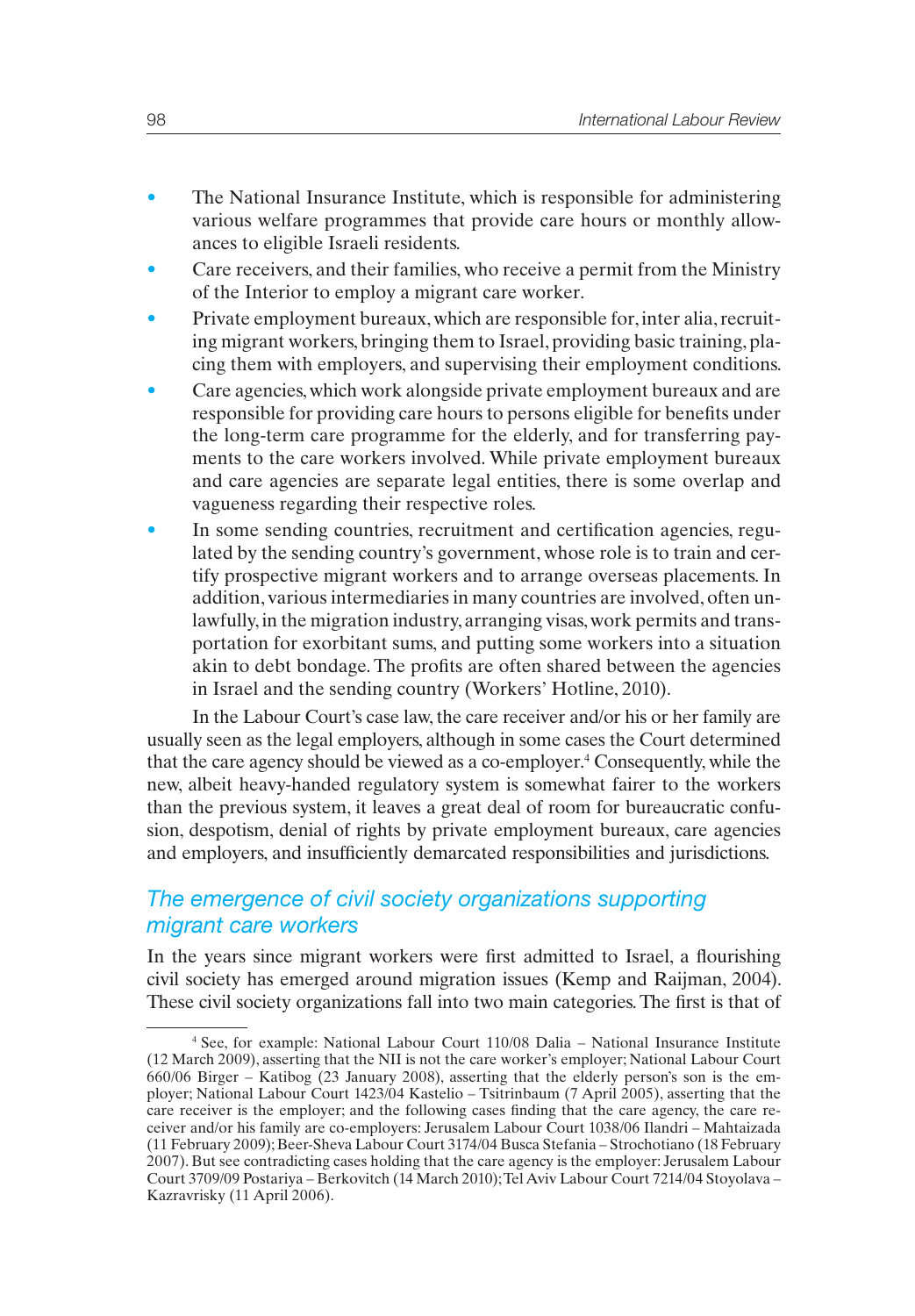- The National Insurance Institute, which is responsible for administering various welfare programmes that provide care hours or monthly allowances to eligible Israeli residents.
- Care receivers, and their families, who receive a permit from the Ministry of the Interior to employ a migrant care worker.
- Private employment bureaux, which are responsible for, inter alia, recruiting migrant workers, bringing them to Israel, providing basic training, placing them with employers, and supervising their employment conditions.
- Care agencies, which work alongside private employment bureaux and are responsible for providing care hours to persons eligible for benefits under the long-term care programme for the elderly, and for transferring payments to the care workers involved. While private employment bureaux and care agencies are separate legal entities, there is some overlap and vagueness regarding their respective roles.
- In some sending countries, recruitment and certification agencies, regulated by the sending country's government, whose role is to train and certify prospective migrant workers and to arrange overseas placements. In addition, various intermediaries in many countries are involved, often unlawfully, in the migration industry, arranging visas, work permits and transportation for exorbitant sums, and putting some workers into a situation akin to debt bondage. The profits are often shared between the agencies in Israel and the sending country (Workers' Hotline, 2010).

In the Labour Court's case law, the care receiver and/or his or her family are usually seen as the legal employers, although in some cases the Court determined that the care agency should be viewed as a co-employer.[4] Consequently, while the new, albeit heavy-handed regulatory system is somewhat fairer to the workers than the previous system, it leaves a great deal of room for bureaucratic confusion, despotism, denial of rights by private employment bureaux, care agencies and employers, and insufficiently demarcated responsibilities and jurisdictions.

## *The emergence of civil society organizations supporting migrant care workers*

In the years since migrant workers were first admitted to Israel, a flourishing civil society has emerged around migration issues (Kemp and Raijman, 2004). These civil society organizations fall into two main categories. The first is that of

[4] See, for example: National Labour Court 110/08 Dalia – National Insurance Institute (12 March 2009), asserting that the NII is not the care worker's employer; National Labour Court 660/06 Birger – Katibog (23 January 2008), asserting that the elderly person's son is the employer; National Labour Court 1423/04 Kastelio – Tsitrinbaum (7 April 2005), asserting that the care receiver is the employer; and the following cases finding that the care agency, the care receiver and/or his family are co-employers: Jerusalem Labour Court 1038/06 Ilandri – Mahtaizada (11 February 2009); Beer-Sheva Labour Court 3174/04 Busca Stefania – Strochotiano (18 February 2007). But see contradicting cases holding that the care agency is the employer: Jerusalem Labour Court 3709/09 Postariya – Berkovitch (14 March 2010); Tel Aviv Labour Court 7214/04 Stoyolava – Kazravrisky (11 April 2006).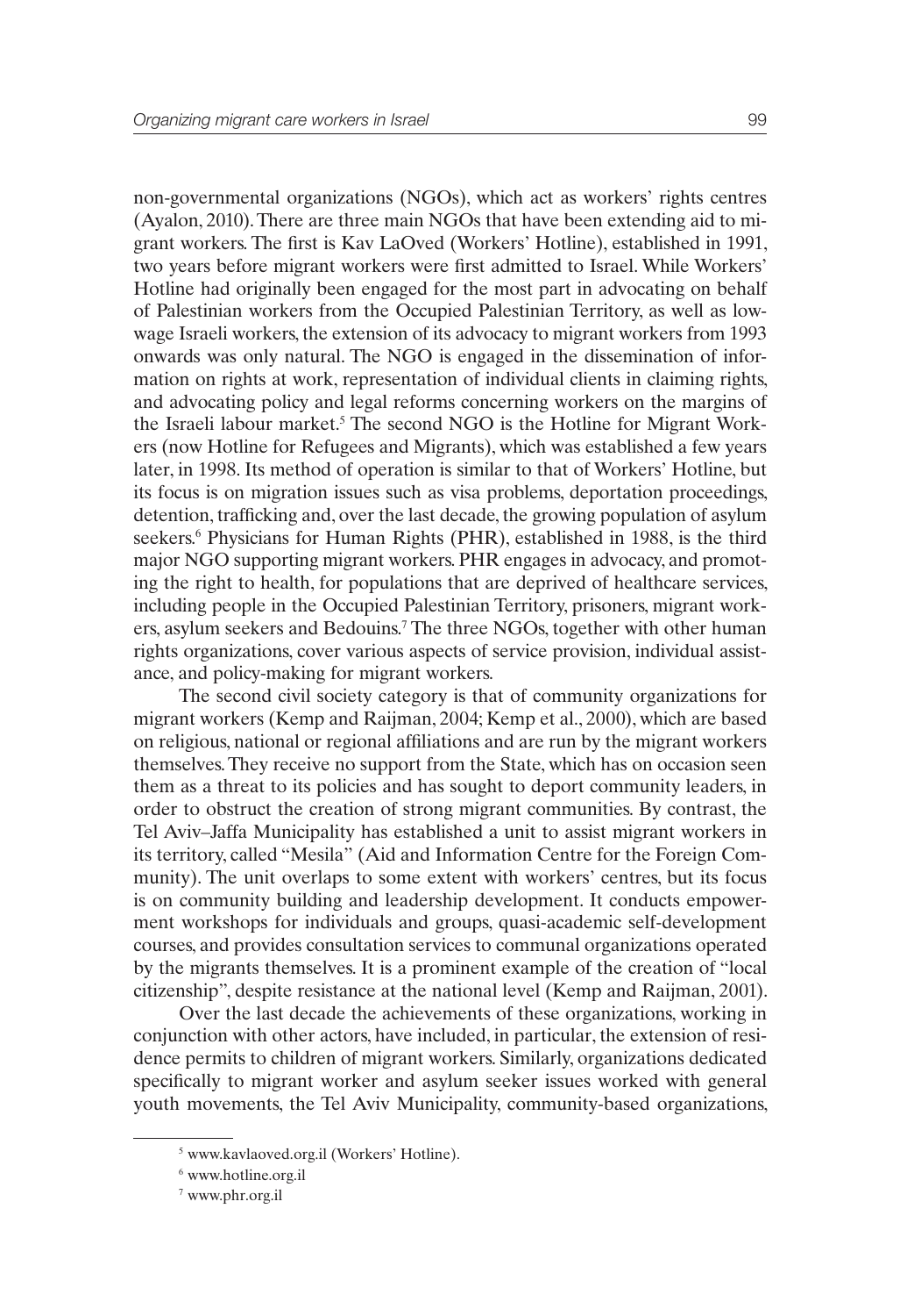non-governmental organizations (NGOs), which act as workers' rights centres (Ayalon, 2010). There are three main NGOs that have been extending aid to migrant workers. The first is Kav LaOved (Workers' Hotline), established in 1991, two years before migrant workers were first admitted to Israel. While Workers' Hotline had originally been engaged for the most part in advocating on behalf of Palestinian workers from the Occupied Palestinian Territory, as well as low-wage Israeli workers, the extension of its advocacy to migrant workers from 1993 onwards was only natural. The NGO is engaged in the dissemination of information on rights at work, representation of individual clients in claiming rights, and advocating policy and legal reforms concerning workers on the margins of the Israeli labour market.[5] The second NGO is the Hotline for Migrant Workers (now Hotline for Refugees and Migrants), which was established a few years later, in 1998. Its method of operation is similar to that of Workers' Hotline, but its focus is on migration issues such as visa problems, deportation proceedings, detention, trafficking and, over the last decade, the growing population of asylum seekers.[6] Physicians for Human Rights (PHR), established in 1988, is the third major NGO supporting migrant workers. PHR engages in advocacy, and promoting the right to health, for populations that are deprived of healthcare services, including people in the Occupied Palestinian Territory, prisoners, migrant workers, asylum seekers and Bedouins.[7] The three NGOs, together with other human rights organizations, cover various aspects of service provision, individual assistance, and policy-making for migrant workers.

The second civil society category is that of community organizations for migrant workers (Kemp and Raijman, 2004; Kemp et al., 2000), which are based on religious, national or regional affiliations and are run by the migrant workers themselves. They receive no support from the State, which has on occasion seen them as a threat to its policies and has sought to deport community leaders, in order to obstruct the creation of strong migrant communities. By contrast, the Tel Aviv–Jaffa Municipality has established a unit to assist migrant workers in its territory, called "Mesila" (Aid and Information Centre for the Foreign Community). The unit overlaps to some extent with workers' centres, but its focus is on community building and leadership development. It conducts empowerment workshops for individuals and groups, quasi-academic self-development courses, and provides consultation services to communal organizations operated by the migrants themselves. It is a prominent example of the creation of "local citizenship", despite resistance at the national level (Kemp and Raijman, 2001).

Over the last decade the achievements of these organizations, working in conjunction with other actors, have included, in particular, the extension of residence permits to children of migrant workers. Similarly, organizations dedicated specifically to migrant worker and asylum seeker issues worked with general youth movements, the Tel Aviv Municipality, community-based organizations,

[5] www.kavlaoved.org.il (Workers' Hotline).

[6] www.hotline.org.il

[7] www.phr.org.il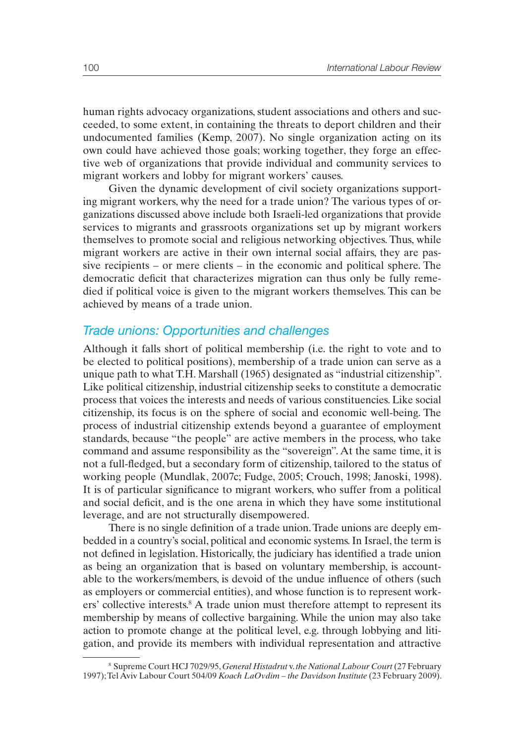human rights advocacy organizations, student associations and others and succeeded, to some extent, in containing the threats to deport children and their undocumented families (Kemp, 2007). No single organization acting on its own could have achieved those goals; working together, they forge an effective web of organizations that provide individual and community services to migrant workers and lobby for migrant workers' causes.

Given the dynamic development of civil society organizations supporting migrant workers, why the need for a trade union? The various types of organizations discussed above include both Israeli-led organizations that provide services to migrants and grassroots organizations set up by migrant workers themselves to promote social and religious networking objectives. Thus, while migrant workers are active in their own internal social affairs, they are passive recipients – or mere clients – in the economic and political sphere. The democratic deficit that characterizes migration can thus only be fully remedied if political voice is given to the migrant workers themselves. This can be achieved by means of a trade union.

## Trade unions: Opportunities and challenges

Although it falls short of political membership (i.e. the right to vote and to be elected to political positions), membership of a trade union can serve as a unique path to what T.H. Marshall (1965) designated as "industrial citizenship". Like political citizenship, industrial citizenship seeks to constitute a democratic process that voices the interests and needs of various constituencies. Like social citizenship, its focus is on the sphere of social and economic well-being. The process of industrial citizenship extends beyond a guarantee of employment standards, because "the people" are active members in the process, who take command and assume responsibility as the "sovereign". At the same time, it is not a full-fledged, but a secondary form of citizenship, tailored to the status of working people (Mundlak, 2007c; Fudge, 2005; Crouch, 1998; Janoski, 1998). It is of particular significance to migrant workers, who suffer from a political and social deficit, and is the one arena in which they have some institutional leverage, and are not structurally disempowered.

There is no single definition of a trade union. Trade unions are deeply embedded in a country's social, political and economic systems. In Israel, the term is not defined in legislation. Historically, the judiciary has identified a trade union as being an organization that is based on voluntary membership, is accountable to the workers/members, is devoid of the undue influence of others (such as employers or commercial entities), and whose function is to represent workers' collective interests.[8] A trade union must therefore attempt to represent its membership by means of collective bargaining. While the union may also take action to promote change at the political level, e.g. through lobbying and litigation, and provide its members with individual representation and attractive

[8] Supreme Court HCJ 7029/95, *General Histadrut* v. *the National Labour Court* (27 February 1997); Tel Aviv Labour Court 504/09 *Koach LaOvdim – the Davidson Institute* (23 February 2009).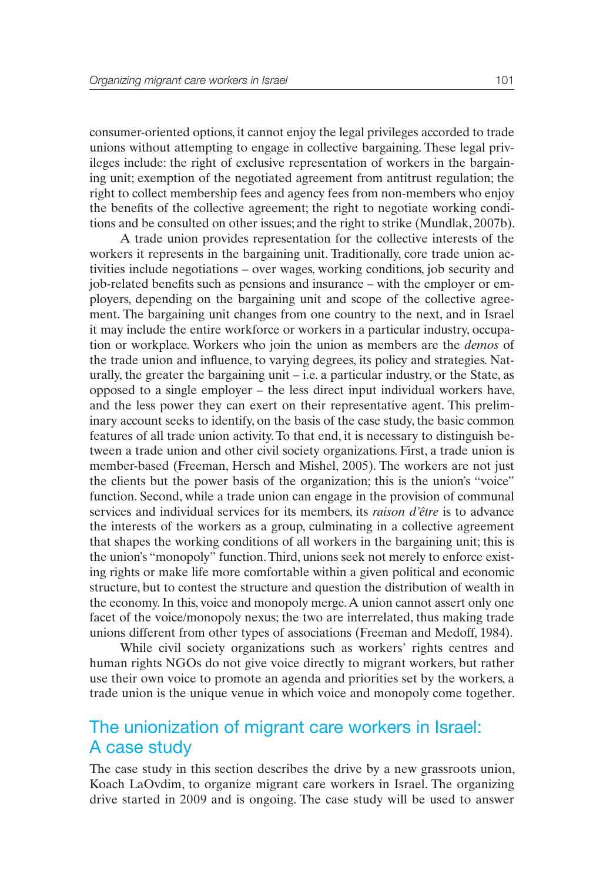consumer-oriented options, it cannot enjoy the legal privileges accorded to trade unions without attempting to engage in collective bargaining. These legal privileges include: the right of exclusive representation of workers in the bargaining unit; exemption of the negotiated agreement from antitrust regulation; the right to collect membership fees and agency fees from non-members who enjoy the benefits of the collective agreement; the right to negotiate working conditions and be consulted on other issues; and the right to strike (Mundlak, 2007b).

A trade union provides representation for the collective interests of the workers it represents in the bargaining unit. Traditionally, core trade union activities include negotiations – over wages, working conditions, job security and job-related benefits such as pensions and insurance – with the employer or employers, depending on the bargaining unit and scope of the collective agreement. The bargaining unit changes from one country to the next, and in Israel it may include the entire workforce or workers in a particular industry, occupation or workplace. Workers who join the union as members are the *demos* of the trade union and influence, to varying degrees, its policy and strategies. Naturally, the greater the bargaining unit – i.e. a particular industry, or the State, as opposed to a single employer – the less direct input individual workers have, and the less power they can exert on their representative agent. This preliminary account seeks to identify, on the basis of the case study, the basic common features of all trade union activity. To that end, it is necessary to distinguish between a trade union and other civil society organizations. First, a trade union is member-based (Freeman, Hersch and Mishel, 2005). The workers are not just the clients but the power basis of the organization; this is the union's "voice" function. Second, while a trade union can engage in the provision of communal services and individual services for its members, its *raison d'être* is to advance the interests of the workers as a group, culminating in a collective agreement that shapes the working conditions of all workers in the bargaining unit; this is the union's "monopoly" function. Third, unions seek not merely to enforce existing rights or make life more comfortable within a given political and economic structure, but to contest the structure and question the distribution of wealth in the economy. In this, voice and monopoly merge. A union cannot assert only one facet of the voice/monopoly nexus; the two are interrelated, thus making trade unions different from other types of associations (Freeman and Medoff, 1984).

While civil society organizations such as workers' rights centres and human rights NGOs do not give voice directly to migrant workers, but rather use their own voice to promote an agenda and priorities set by the workers, a trade union is the unique venue in which voice and monopoly come together.

## The unionization of migrant care workers in Israel: A case study

The case study in this section describes the drive by a new grassroots union, Koach LaOvdim, to organize migrant care workers in Israel. The organizing drive started in 2009 and is ongoing. The case study will be used to answer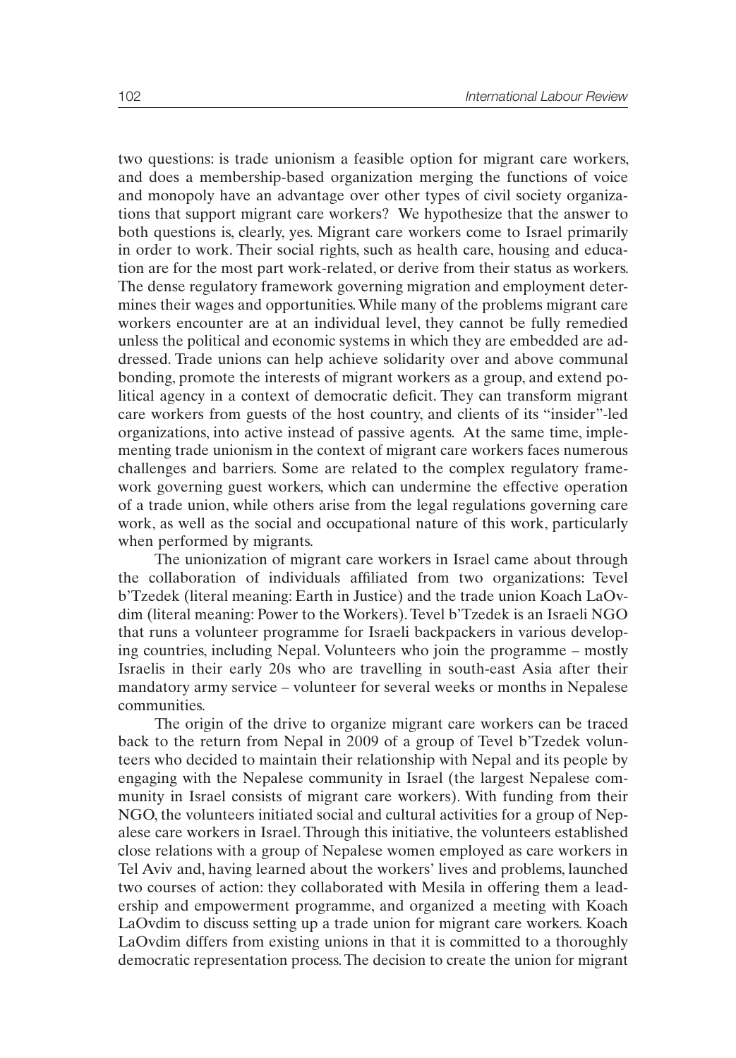two questions: is trade unionism a feasible option for migrant care workers, and does a membership-based organization merging the functions of voice and monopoly have an advantage over other types of civil society organizations that support migrant care workers? We hypothesize that the answer to both questions is, clearly, yes. Migrant care workers come to Israel primarily in order to work. Their social rights, such as health care, housing and education are for the most part work-related, or derive from their status as workers. The dense regulatory framework governing migration and employment determines their wages and opportunities. While many of the problems migrant care workers encounter are at an individual level, they cannot be fully remedied unless the political and economic systems in which they are embedded are addressed. Trade unions can help achieve solidarity over and above communal bonding, promote the interests of migrant workers as a group, and extend political agency in a context of democratic deficit. They can transform migrant care workers from guests of the host country, and clients of its "insider"-led organizations, into active instead of passive agents. At the same time, implementing trade unionism in the context of migrant care workers faces numerous challenges and barriers. Some are related to the complex regulatory framework governing guest workers, which can undermine the effective operation of a trade union, while others arise from the legal regulations governing care work, as well as the social and occupational nature of this work, particularly when performed by migrants.

The unionization of migrant care workers in Israel came about through the collaboration of individuals affiliated from two organizations: Tevel b'Tzedek (literal meaning: Earth in Justice) and the trade union Koach LaOvdim (literal meaning: Power to the Workers). Tevel b'Tzedek is an Israeli NGO that runs a volunteer programme for Israeli backpackers in various developing countries, including Nepal. Volunteers who join the programme – mostly Israelis in their early 20s who are travelling in south-east Asia after their mandatory army service – volunteer for several weeks or months in Nepalese communities.

The origin of the drive to organize migrant care workers can be traced back to the return from Nepal in 2009 of a group of Tevel b'Tzedek volunteers who decided to maintain their relationship with Nepal and its people by engaging with the Nepalese community in Israel (the largest Nepalese community in Israel consists of migrant care workers). With funding from their NGO, the volunteers initiated social and cultural activities for a group of Nepalese care workers in Israel. Through this initiative, the volunteers established close relations with a group of Nepalese women employed as care workers in Tel Aviv and, having learned about the workers' lives and problems, launched two courses of action: they collaborated with Mesila in offering them a leadership and empowerment programme, and organized a meeting with Koach LaOvdim to discuss setting up a trade union for migrant care workers. Koach LaOvdim differs from existing unions in that it is committed to a thoroughly democratic representation process. The decision to create the union for migrant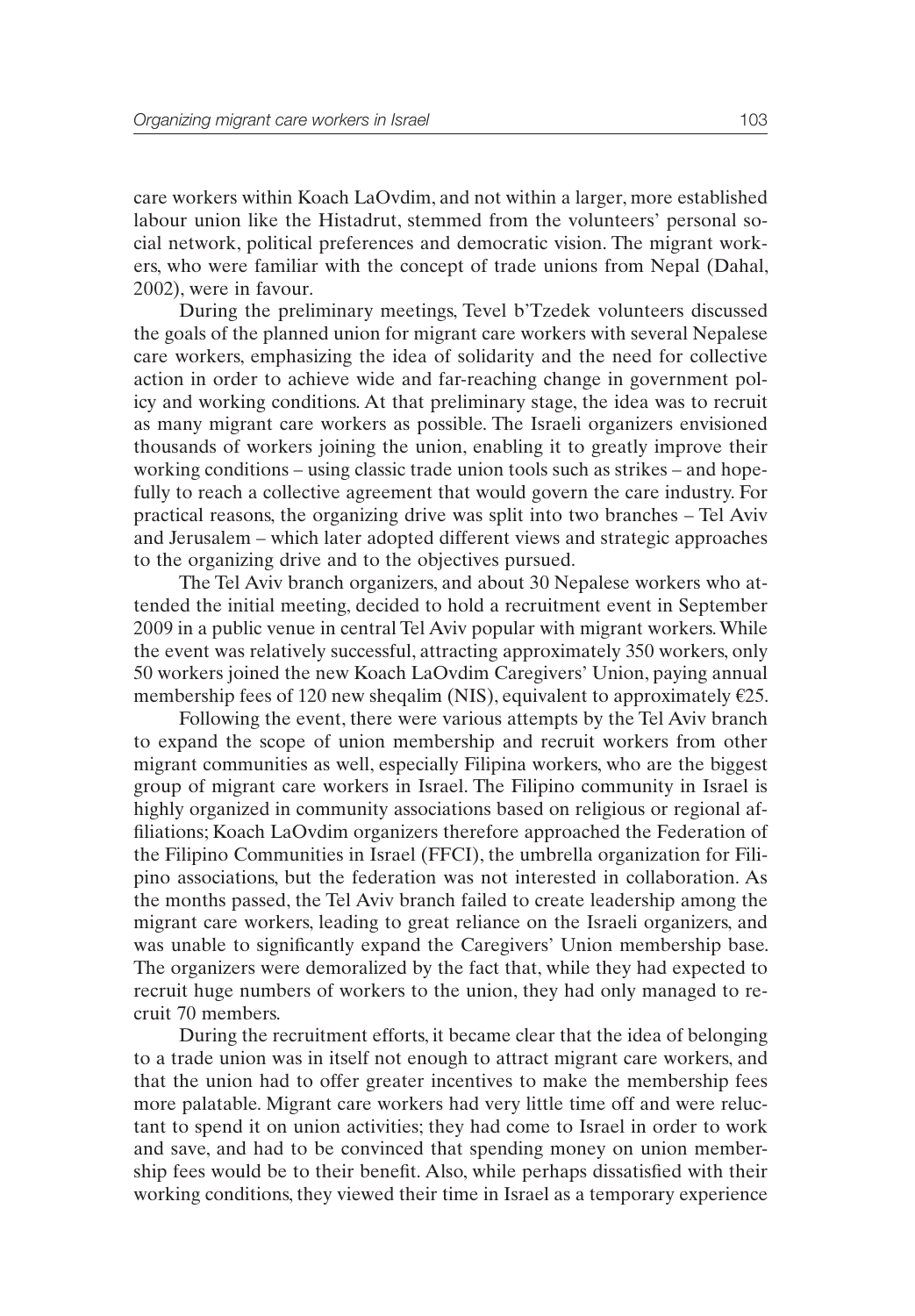care workers within Koach LaOvdim, and not within a larger, more established labour union like the Histadrut, stemmed from the volunteers' personal social network, political preferences and democratic vision. The migrant workers, who were familiar with the concept of trade unions from Nepal (Dahal, 2002), were in favour.

During the preliminary meetings, Tevel b'Tzedek volunteers discussed the goals of the planned union for migrant care workers with several Nepalese care workers, emphasizing the idea of solidarity and the need for collective action in order to achieve wide and far-reaching change in government policy and working conditions. At that preliminary stage, the idea was to recruit as many migrant care workers as possible. The Israeli organizers envisioned thousands of workers joining the union, enabling it to greatly improve their working conditions – using classic trade union tools such as strikes – and hopefully to reach a collective agreement that would govern the care industry. For practical reasons, the organizing drive was split into two branches – Tel Aviv and Jerusalem – which later adopted different views and strategic approaches to the organizing drive and to the objectives pursued.

The Tel Aviv branch organizers, and about 30 Nepalese workers who attended the initial meeting, decided to hold a recruitment event in September 2009 in a public venue in central Tel Aviv popular with migrant workers. While the event was relatively successful, attracting approximately 350 workers, only 50 workers joined the new Koach LaOvdim Caregivers' Union, paying annual membership fees of 120 new sheqalim (NIS), equivalent to approximately €25.

Following the event, there were various attempts by the Tel Aviv branch to expand the scope of union membership and recruit workers from other migrant communities as well, especially Filipina workers, who are the biggest group of migrant care workers in Israel. The Filipino community in Israel is highly organized in community associations based on religious or regional affiliations; Koach LaOvdim organizers therefore approached the Federation of the Filipino Communities in Israel (FFCI), the umbrella organization for Filipino associations, but the federation was not interested in collaboration. As the months passed, the Tel Aviv branch failed to create leadership among the migrant care workers, leading to great reliance on the Israeli organizers, and was unable to significantly expand the Caregivers' Union membership base. The organizers were demoralized by the fact that, while they had expected to recruit huge numbers of workers to the union, they had only managed to recruit 70 members.

During the recruitment efforts, it became clear that the idea of belonging to a trade union was in itself not enough to attract migrant care workers, and that the union had to offer greater incentives to make the membership fees more palatable. Migrant care workers had very little time off and were reluctant to spend it on union activities; they had come to Israel in order to work and save, and had to be convinced that spending money on union membership fees would be to their benefit. Also, while perhaps dissatisfied with their working conditions, they viewed their time in Israel as a temporary experience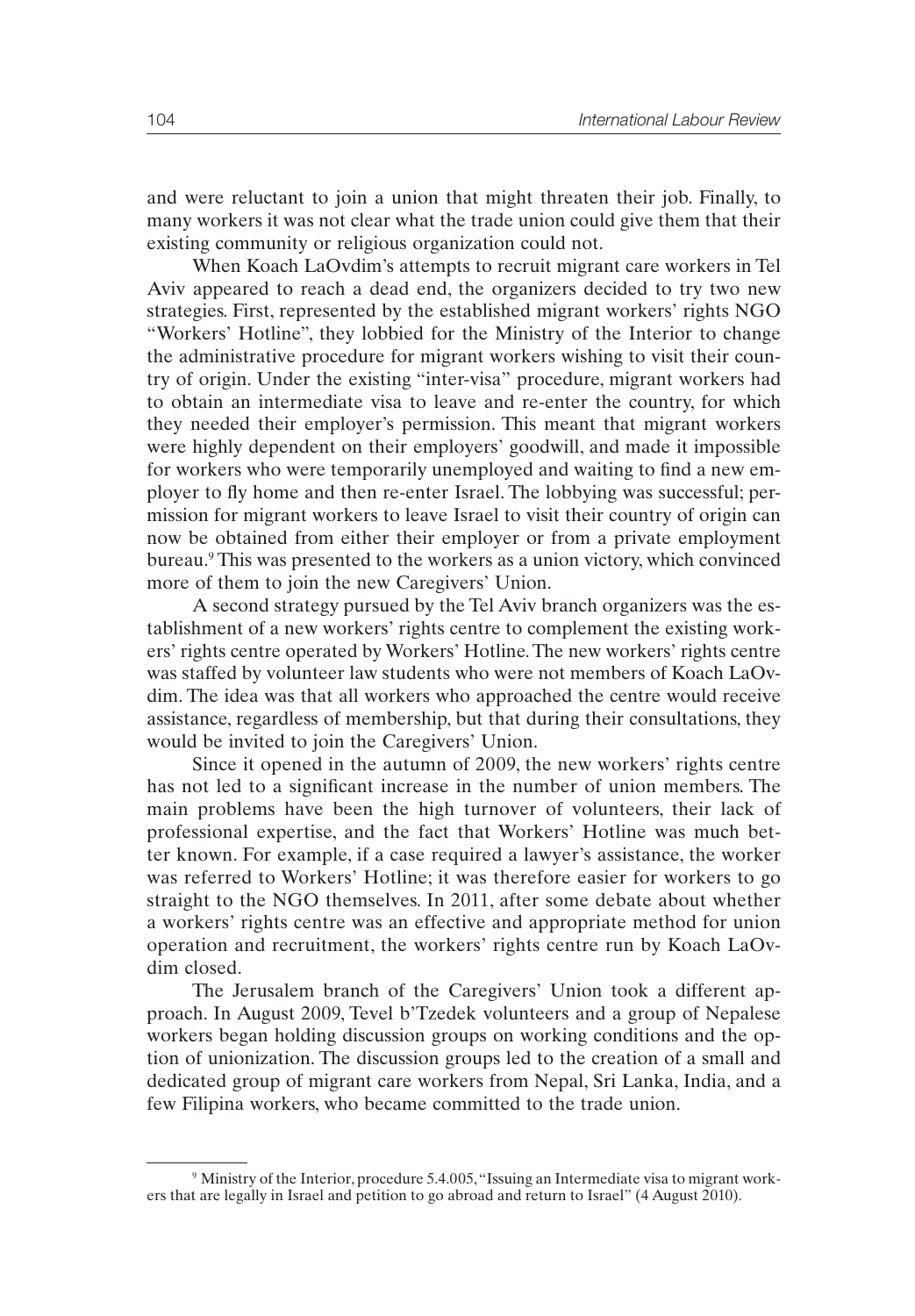and were reluctant to join a union that might threaten their job. Finally, to many workers it was not clear what the trade union could give them that their existing community or religious organization could not.

When Koach LaOvdim's attempts to recruit migrant care workers in Tel Aviv appeared to reach a dead end, the organizers decided to try two new strategies. First, represented by the established migrant workers' rights NGO "Workers' Hotline", they lobbied for the Ministry of the Interior to change the administrative procedure for migrant workers wishing to visit their country of origin. Under the existing "inter-visa" procedure, migrant workers had to obtain an intermediate visa to leave and re-enter the country, for which they needed their employer's permission. This meant that migrant workers were highly dependent on their employers' goodwill, and made it impossible for workers who were temporarily unemployed and waiting to find a new employer to fly home and then re-enter Israel. The lobbying was successful; permission for migrant workers to leave Israel to visit their country of origin can now be obtained from either their employer or from a private employment bureau.[9] This was presented to the workers as a union victory, which convinced more of them to join the new Caregivers' Union.

A second strategy pursued by the Tel Aviv branch organizers was the establishment of a new workers' rights centre to complement the existing workers' rights centre operated by Workers' Hotline. The new workers' rights centre was staffed by volunteer law students who were not members of Koach LaOvdim. The idea was that all workers who approached the centre would receive assistance, regardless of membership, but that during their consultations, they would be invited to join the Caregivers' Union.

Since it opened in the autumn of 2009, the new workers' rights centre has not led to a significant increase in the number of union members. The main problems have been the high turnover of volunteers, their lack of professional expertise, and the fact that Workers' Hotline was much better known. For example, if a case required a lawyer's assistance, the worker was referred to Workers' Hotline; it was therefore easier for workers to go straight to the NGO themselves. In 2011, after some debate about whether a workers' rights centre was an effective and appropriate method for union operation and recruitment, the workers' rights centre run by Koach LaOvdim closed.

The Jerusalem branch of the Caregivers' Union took a different approach. In August 2009, Tevel b'Tzedek volunteers and a group of Nepalese workers began holding discussion groups on working conditions and the option of unionization. The discussion groups led to the creation of a small and dedicated group of migrant care workers from Nepal, Sri Lanka, India, and a few Filipina workers, who became committed to the trade union.

---

[9] Ministry of the Interior, procedure 5.4.005, "Issuing an Intermediate visa to migrant workers that are legally in Israel and petition to go abroad and return to Israel" (4 August 2010).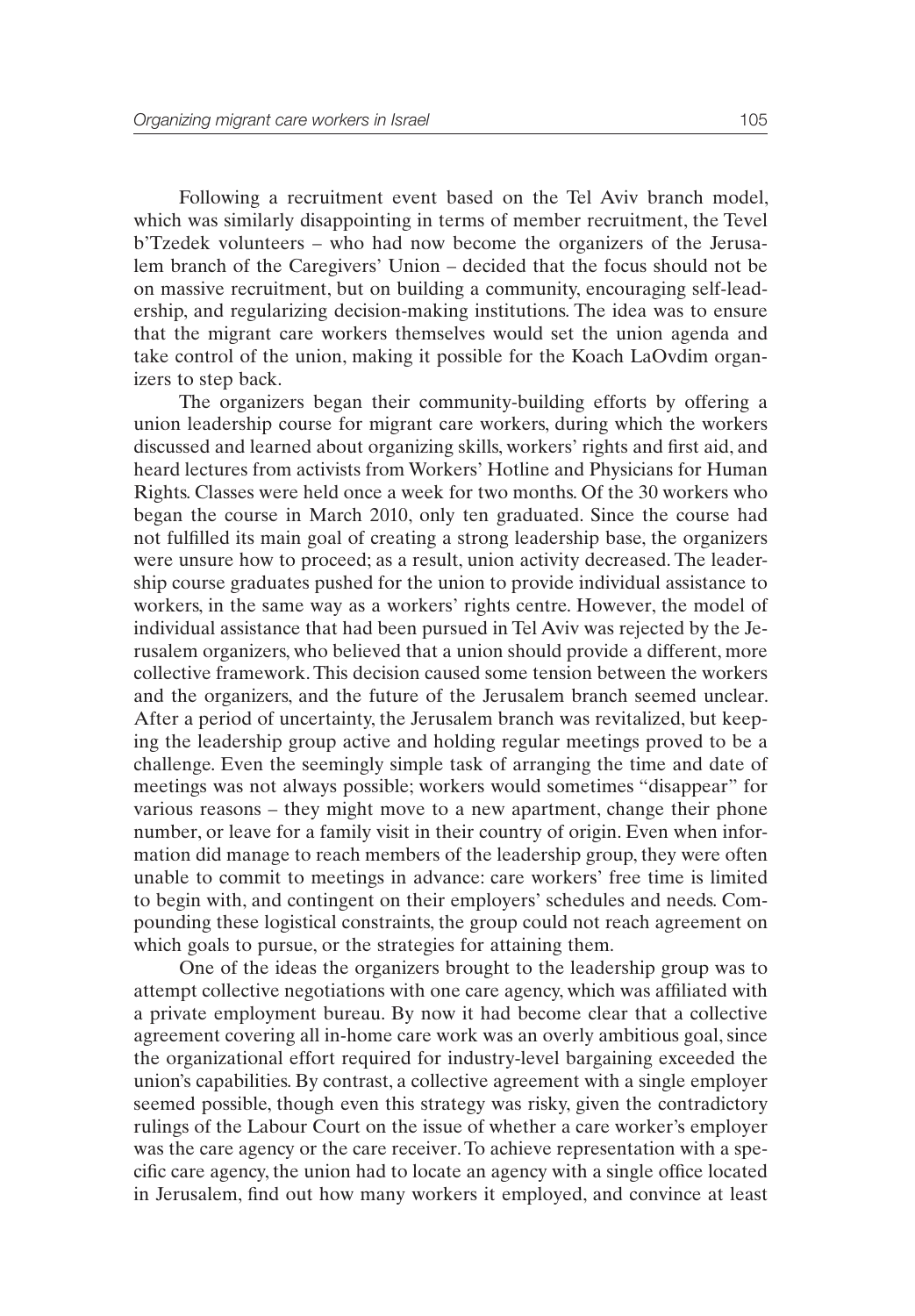Following a recruitment event based on the Tel Aviv branch model, which was similarly disappointing in terms of member recruitment, the Tevel b'Tzedek volunteers – who had now become the organizers of the Jerusalem branch of the Caregivers' Union – decided that the focus should not be on massive recruitment, but on building a community, encouraging self-leadership, and regularizing decision-making institutions. The idea was to ensure that the migrant care workers themselves would set the union agenda and take control of the union, making it possible for the Koach LaOvdim organizers to step back.

The organizers began their community-building efforts by offering a union leadership course for migrant care workers, during which the workers discussed and learned about organizing skills, workers' rights and first aid, and heard lectures from activists from Workers' Hotline and Physicians for Human Rights. Classes were held once a week for two months. Of the 30 workers who began the course in March 2010, only ten graduated. Since the course had not fulfilled its main goal of creating a strong leadership base, the organizers were unsure how to proceed; as a result, union activity decreased. The leadership course graduates pushed for the union to provide individual assistance to workers, in the same way as a workers' rights centre. However, the model of individual assistance that had been pursued in Tel Aviv was rejected by the Jerusalem organizers, who believed that a union should provide a different, more collective framework. This decision caused some tension between the workers and the organizers, and the future of the Jerusalem branch seemed unclear. After a period of uncertainty, the Jerusalem branch was revitalized, but keeping the leadership group active and holding regular meetings proved to be a challenge. Even the seemingly simple task of arranging the time and date of meetings was not always possible; workers would sometimes "disappear" for various reasons – they might move to a new apartment, change their phone number, or leave for a family visit in their country of origin. Even when information did manage to reach members of the leadership group, they were often unable to commit to meetings in advance: care workers' free time is limited to begin with, and contingent on their employers' schedules and needs. Compounding these logistical constraints, the group could not reach agreement on which goals to pursue, or the strategies for attaining them.

One of the ideas the organizers brought to the leadership group was to attempt collective negotiations with one care agency, which was affiliated with a private employment bureau. By now it had become clear that a collective agreement covering all in-home care work was an overly ambitious goal, since the organizational effort required for industry-level bargaining exceeded the union's capabilities. By contrast, a collective agreement with a single employer seemed possible, though even this strategy was risky, given the contradictory rulings of the Labour Court on the issue of whether a care worker's employer was the care agency or the care receiver. To achieve representation with a specific care agency, the union had to locate an agency with a single office located in Jerusalem, find out how many workers it employed, and convince at least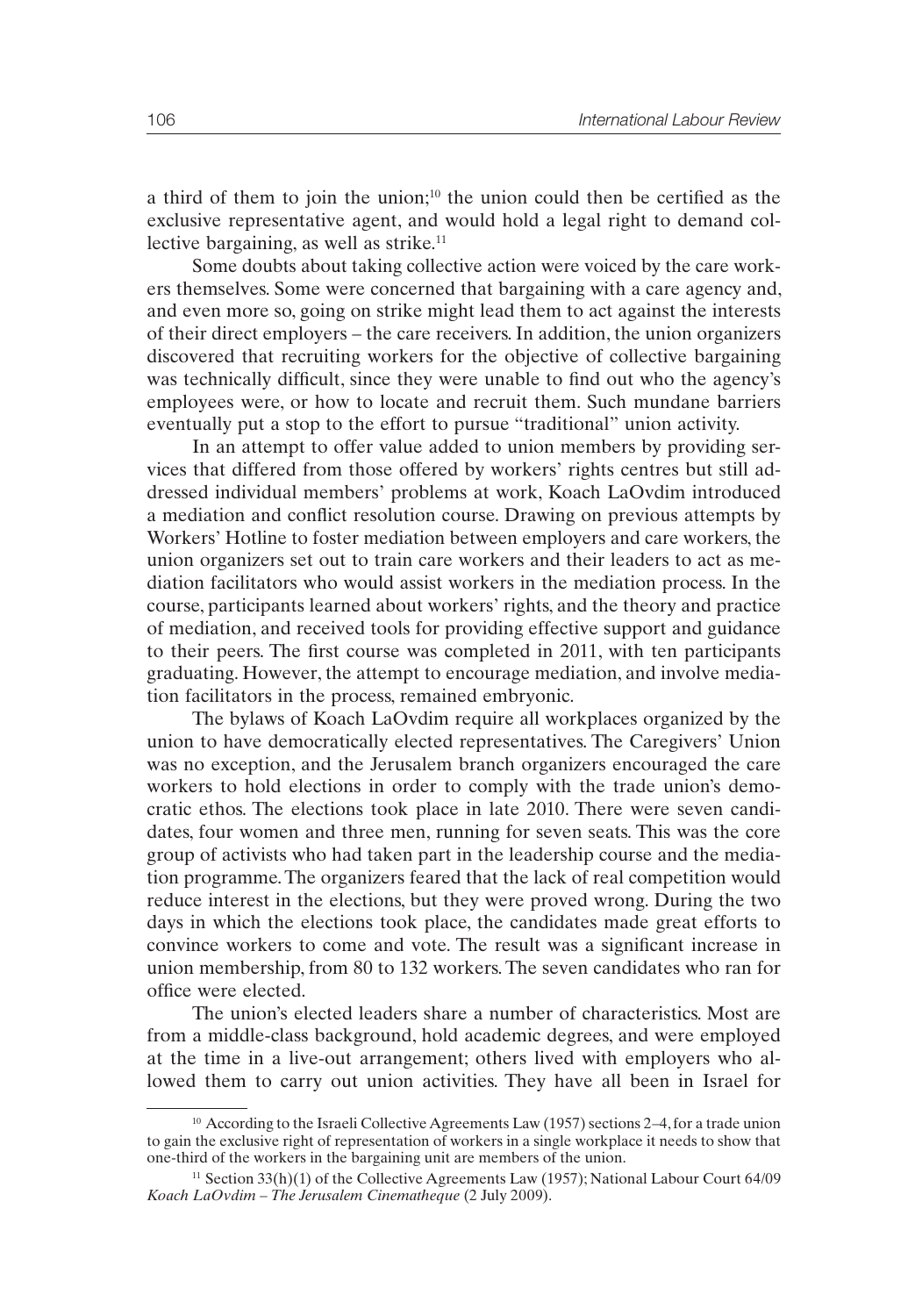a third of them to join the union;[10] the union could then be certified as the exclusive representative agent, and would hold a legal right to demand collective bargaining, as well as strike.[11]

Some doubts about taking collective action were voiced by the care workers themselves. Some were concerned that bargaining with a care agency and, and even more so, going on strike might lead them to act against the interests of their direct employers – the care receivers. In addition, the union organizers discovered that recruiting workers for the objective of collective bargaining was technically difficult, since they were unable to find out who the agency's employees were, or how to locate and recruit them. Such mundane barriers eventually put a stop to the effort to pursue "traditional" union activity.

In an attempt to offer value added to union members by providing services that differed from those offered by workers' rights centres but still addressed individual members' problems at work, Koach LaOvdim introduced a mediation and conflict resolution course. Drawing on previous attempts by Workers' Hotline to foster mediation between employers and care workers, the union organizers set out to train care workers and their leaders to act as mediation facilitators who would assist workers in the mediation process. In the course, participants learned about workers' rights, and the theory and practice of mediation, and received tools for providing effective support and guidance to their peers. The first course was completed in 2011, with ten participants graduating. However, the attempt to encourage mediation, and involve mediation facilitators in the process, remained embryonic.

The bylaws of Koach LaOvdim require all workplaces organized by the union to have democratically elected representatives. The Caregivers' Union was no exception, and the Jerusalem branch organizers encouraged the care workers to hold elections in order to comply with the trade union's democratic ethos. The elections took place in late 2010. There were seven candidates, four women and three men, running for seven seats. This was the core group of activists who had taken part in the leadership course and the mediation programme. The organizers feared that the lack of real competition would reduce interest in the elections, but they were proved wrong. During the two days in which the elections took place, the candidates made great efforts to convince workers to come and vote. The result was a significant increase in union membership, from 80 to 132 workers. The seven candidates who ran for office were elected.

The union's elected leaders share a number of characteristics. Most are from a middle-class background, hold academic degrees, and were employed at the time in a live-out arrangement; others lived with employers who allowed them to carry out union activities. They have all been in Israel for

---

[10] According to the Israeli Collective Agreements Law (1957) sections 2–4, for a trade union to gain the exclusive right of representation of workers in a single workplace it needs to show that one-third of the workers in the bargaining unit are members of the union.

[11] Section 33(h)(1) of the Collective Agreements Law (1957); National Labour Court 64/09 *Koach LaOvdim – The Jerusalem Cinematheque* (2 July 2009).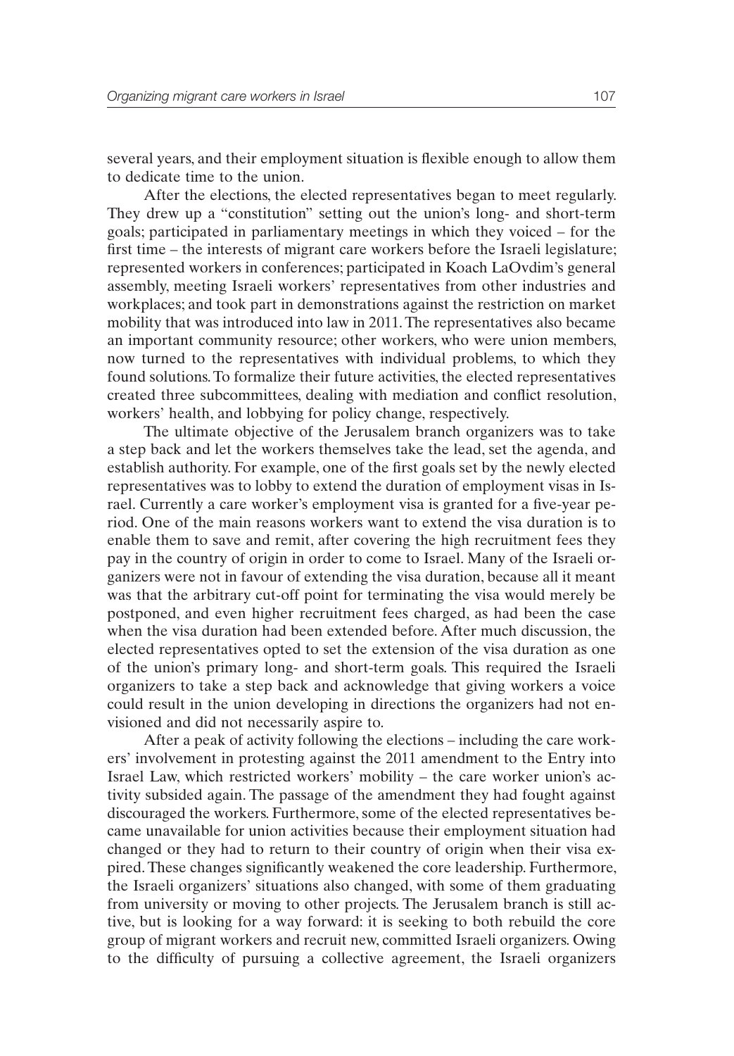several years, and their employment situation is flexible enough to allow them to dedicate time to the union.

After the elections, the elected representatives began to meet regularly. They drew up a "constitution" setting out the union's long- and short-term goals; participated in parliamentary meetings in which they voiced – for the first time – the interests of migrant care workers before the Israeli legislature; represented workers in conferences; participated in Koach LaOvdim's general assembly, meeting Israeli workers' representatives from other industries and workplaces; and took part in demonstrations against the restriction on market mobility that was introduced into law in 2011. The representatives also became an important community resource; other workers, who were union members, now turned to the representatives with individual problems, to which they found solutions. To formalize their future activities, the elected representatives created three subcommittees, dealing with mediation and conflict resolution, workers' health, and lobbying for policy change, respectively.

The ultimate objective of the Jerusalem branch organizers was to take a step back and let the workers themselves take the lead, set the agenda, and establish authority. For example, one of the first goals set by the newly elected representatives was to lobby to extend the duration of employment visas in Israel. Currently a care worker's employment visa is granted for a five-year period. One of the main reasons workers want to extend the visa duration is to enable them to save and remit, after covering the high recruitment fees they pay in the country of origin in order to come to Israel. Many of the Israeli organizers were not in favour of extending the visa duration, because all it meant was that the arbitrary cut-off point for terminating the visa would merely be postponed, and even higher recruitment fees charged, as had been the case when the visa duration had been extended before. After much discussion, the elected representatives opted to set the extension of the visa duration as one of the union's primary long- and short-term goals. This required the Israeli organizers to take a step back and acknowledge that giving workers a voice could result in the union developing in directions the organizers had not envisioned and did not necessarily aspire to.

After a peak of activity following the elections – including the care workers' involvement in protesting against the 2011 amendment to the Entry into Israel Law, which restricted workers' mobility – the care worker union's activity subsided again. The passage of the amendment they had fought against discouraged the workers. Furthermore, some of the elected representatives became unavailable for union activities because their employment situation had changed or they had to return to their country of origin when their visa expired. These changes significantly weakened the core leadership. Furthermore, the Israeli organizers' situations also changed, with some of them graduating from university or moving to other projects. The Jerusalem branch is still active, but is looking for a way forward: it is seeking to both rebuild the core group of migrant workers and recruit new, committed Israeli organizers. Owing to the difficulty of pursuing a collective agreement, the Israeli organizers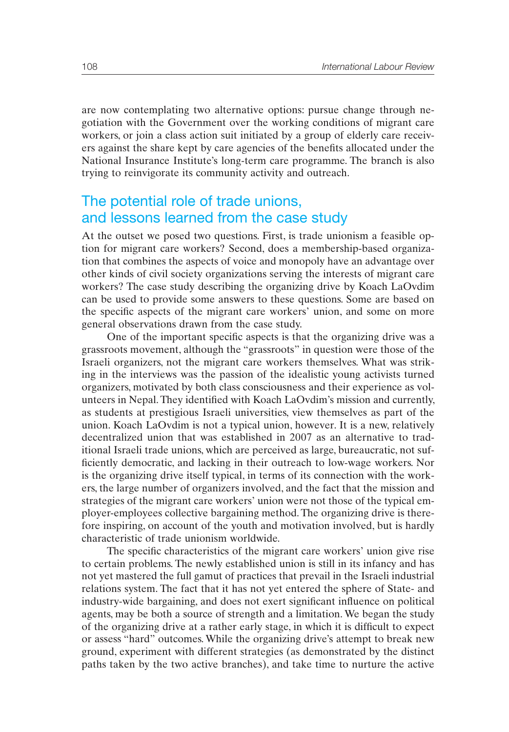are now contemplating two alternative options: pursue change through negotiation with the Government over the working conditions of migrant care workers, or join a class action suit initiated by a group of elderly care receivers against the share kept by care agencies of the benefits allocated under the National Insurance Institute's long-term care programme. The branch is also trying to reinvigorate its community activity and outreach.

## The potential role of trade unions, and lessons learned from the case study

At the outset we posed two questions. First, is trade unionism a feasible option for migrant care workers? Second, does a membership-based organization that combines the aspects of voice and monopoly have an advantage over other kinds of civil society organizations serving the interests of migrant care workers? The case study describing the organizing drive by Koach LaOvdim can be used to provide some answers to these questions. Some are based on the specific aspects of the migrant care workers' union, and some on more general observations drawn from the case study.

One of the important specific aspects is that the organizing drive was a grassroots movement, although the "grassroots" in question were those of the Israeli organizers, not the migrant care workers themselves. What was striking in the interviews was the passion of the idealistic young activists turned organizers, motivated by both class consciousness and their experience as volunteers in Nepal. They identified with Koach LaOvdim's mission and currently, as students at prestigious Israeli universities, view themselves as part of the union. Koach LaOvdim is not a typical union, however. It is a new, relatively decentralized union that was established in 2007 as an alternative to traditional Israeli trade unions, which are perceived as large, bureaucratic, not sufficiently democratic, and lacking in their outreach to low-wage workers. Nor is the organizing drive itself typical, in terms of its connection with the workers, the large number of organizers involved, and the fact that the mission and strategies of the migrant care workers' union were not those of the typical employer-employees collective bargaining method. The organizing drive is therefore inspiring, on account of the youth and motivation involved, but is hardly characteristic of trade unionism worldwide.

The specific characteristics of the migrant care workers' union give rise to certain problems. The newly established union is still in its infancy and has not yet mastered the full gamut of practices that prevail in the Israeli industrial relations system. The fact that it has not yet entered the sphere of State- and industry-wide bargaining, and does not exert significant influence on political agents, may be both a source of strength and a limitation. We began the study of the organizing drive at a rather early stage, in which it is difficult to expect or assess "hard" outcomes. While the organizing drive's attempt to break new ground, experiment with different strategies (as demonstrated by the distinct paths taken by the two active branches), and take time to nurture the active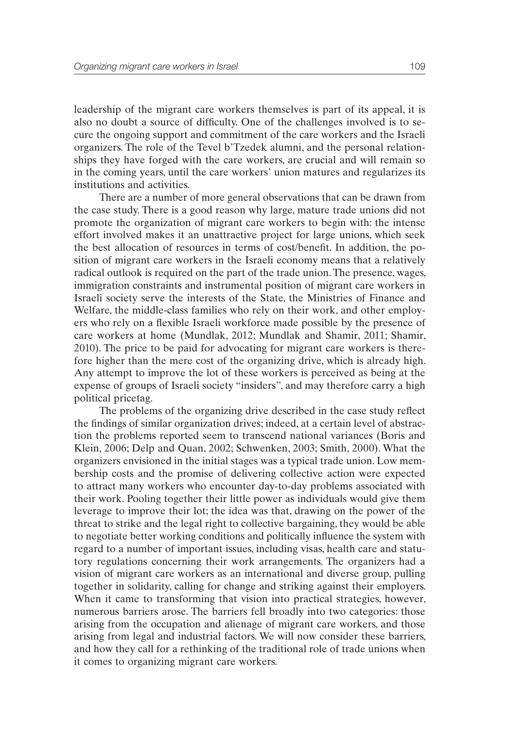leadership of the migrant care workers themselves is part of its appeal, it is also no doubt a source of difficulty. One of the challenges involved is to secure the ongoing support and commitment of the care workers and the Israeli organizers. The role of the Tevel b'Tzedek alumni, and the personal relationships they have forged with the care workers, are crucial and will remain so in the coming years, until the care workers' union matures and regularizes its institutions and activities.

There are a number of more general observations that can be drawn from the case study. There is a good reason why large, mature trade unions did not promote the organization of migrant care workers to begin with: the intense effort involved makes it an unattractive project for large unions, which seek the best allocation of resources in terms of cost/benefit. In addition, the position of migrant care workers in the Israeli economy means that a relatively radical outlook is required on the part of the trade union. The presence, wages, immigration constraints and instrumental position of migrant care workers in Israeli society serve the interests of the State, the Ministries of Finance and Welfare, the middle-class families who rely on their work, and other employers who rely on a flexible Israeli workforce made possible by the presence of care workers at home (Mundlak, 2012; Mundlak and Shamir, 2011; Shamir, 2010). The price to be paid for advocating for migrant care workers is therefore higher than the mere cost of the organizing drive, which is already high. Any attempt to improve the lot of these workers is perceived as being at the expense of groups of Israeli society "insiders", and may therefore carry a high political pricetag.

The problems of the organizing drive described in the case study reflect the findings of similar organization drives; indeed, at a certain level of abstraction the problems reported seem to transcend national variances (Boris and Klein, 2006; Delp and Quan, 2002; Schwenken, 2003; Smith, 2000). What the organizers envisioned in the initial stages was a typical trade union. Low membership costs and the promise of delivering collective action were expected to attract many workers who encounter day-to-day problems associated with their work. Pooling together their little power as individuals would give them leverage to improve their lot; the idea was that, drawing on the power of the threat to strike and the legal right to collective bargaining, they would be able to negotiate better working conditions and politically influence the system with regard to a number of important issues, including visas, health care and statutory regulations concerning their work arrangements. The organizers had a vision of migrant care workers as an international and diverse group, pulling together in solidarity, calling for change and striking against their employers. When it came to transforming that vision into practical strategies, however, numerous barriers arose. The barriers fell broadly into two categories: those arising from the occupation and alienage of migrant care workers, and those arising from legal and industrial factors. We will now consider these barriers, and how they call for a rethinking of the traditional role of trade unions when it comes to organizing migrant care workers.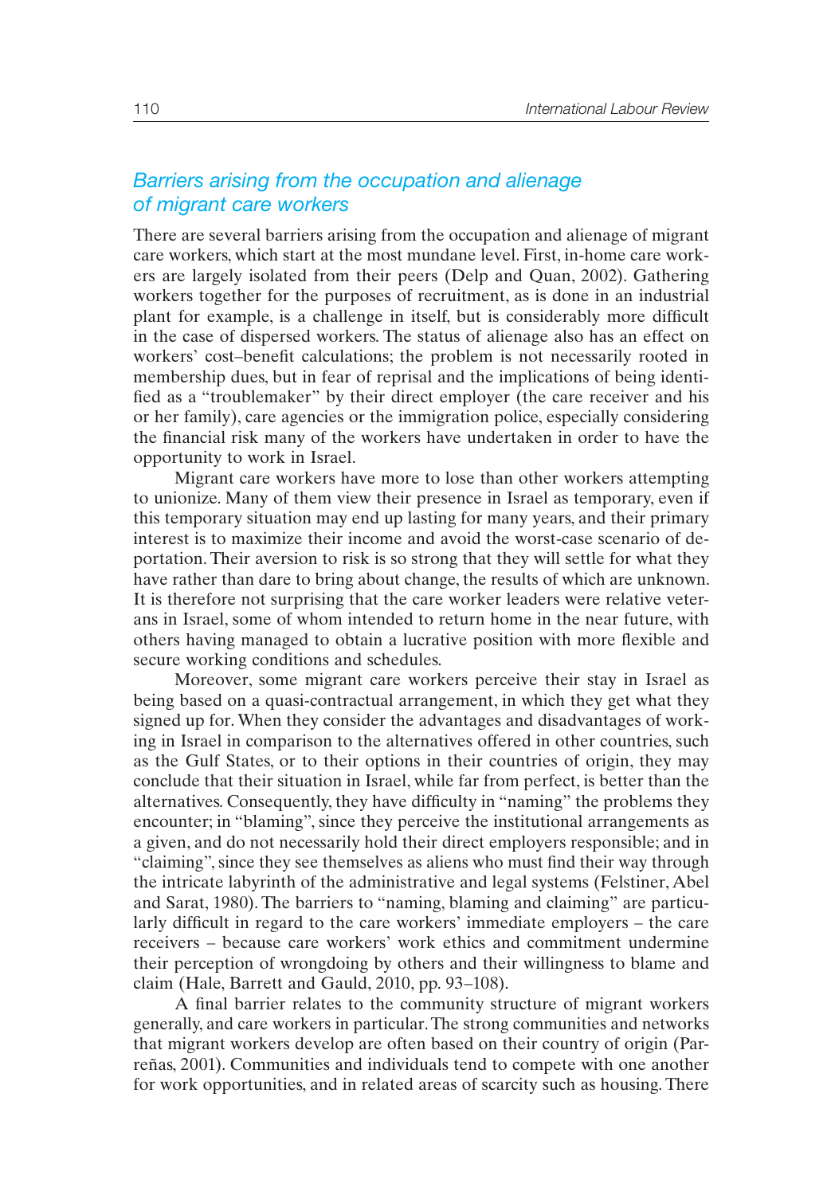### *Barriers arising from the occupation and alienage of migrant care workers*

There are several barriers arising from the occupation and alienage of migrant care workers, which start at the most mundane level. First, in-home care workers are largely isolated from their peers (Delp and Quan, 2002). Gathering workers together for the purposes of recruitment, as is done in an industrial plant for example, is a challenge in itself, but is considerably more difficult in the case of dispersed workers. The status of alienage also has an effect on workers' cost–benefit calculations; the problem is not necessarily rooted in membership dues, but in fear of reprisal and the implications of being identified as a "troublemaker" by their direct employer (the care receiver and his or her family), care agencies or the immigration police, especially considering the financial risk many of the workers have undertaken in order to have the opportunity to work in Israel.

Migrant care workers have more to lose than other workers attempting to unionize. Many of them view their presence in Israel as temporary, even if this temporary situation may end up lasting for many years, and their primary interest is to maximize their income and avoid the worst-case scenario of deportation. Their aversion to risk is so strong that they will settle for what they have rather than dare to bring about change, the results of which are unknown. It is therefore not surprising that the care worker leaders were relative veterans in Israel, some of whom intended to return home in the near future, with others having managed to obtain a lucrative position with more flexible and secure working conditions and schedules.

Moreover, some migrant care workers perceive their stay in Israel as being based on a quasi-contractual arrangement, in which they get what they signed up for. When they consider the advantages and disadvantages of working in Israel in comparison to the alternatives offered in other countries, such as the Gulf States, or to their options in their countries of origin, they may conclude that their situation in Israel, while far from perfect, is better than the alternatives. Consequently, they have difficulty in "naming" the problems they encounter; in "blaming", since they perceive the institutional arrangements as a given, and do not necessarily hold their direct employers responsible; and in "claiming", since they see themselves as aliens who must find their way through the intricate labyrinth of the administrative and legal systems (Felstiner, Abel and Sarat, 1980). The barriers to "naming, blaming and claiming" are particularly difficult in regard to the care workers' immediate employers – the care receivers – because care workers' work ethics and commitment undermine their perception of wrongdoing by others and their willingness to blame and claim (Hale, Barrett and Gauld, 2010, pp. 93–108).

A final barrier relates to the community structure of migrant workers generally, and care workers in particular. The strong communities and networks that migrant workers develop are often based on their country of origin (Parreñas, 2001). Communities and individuals tend to compete with one another for work opportunities, and in related areas of scarcity such as housing. There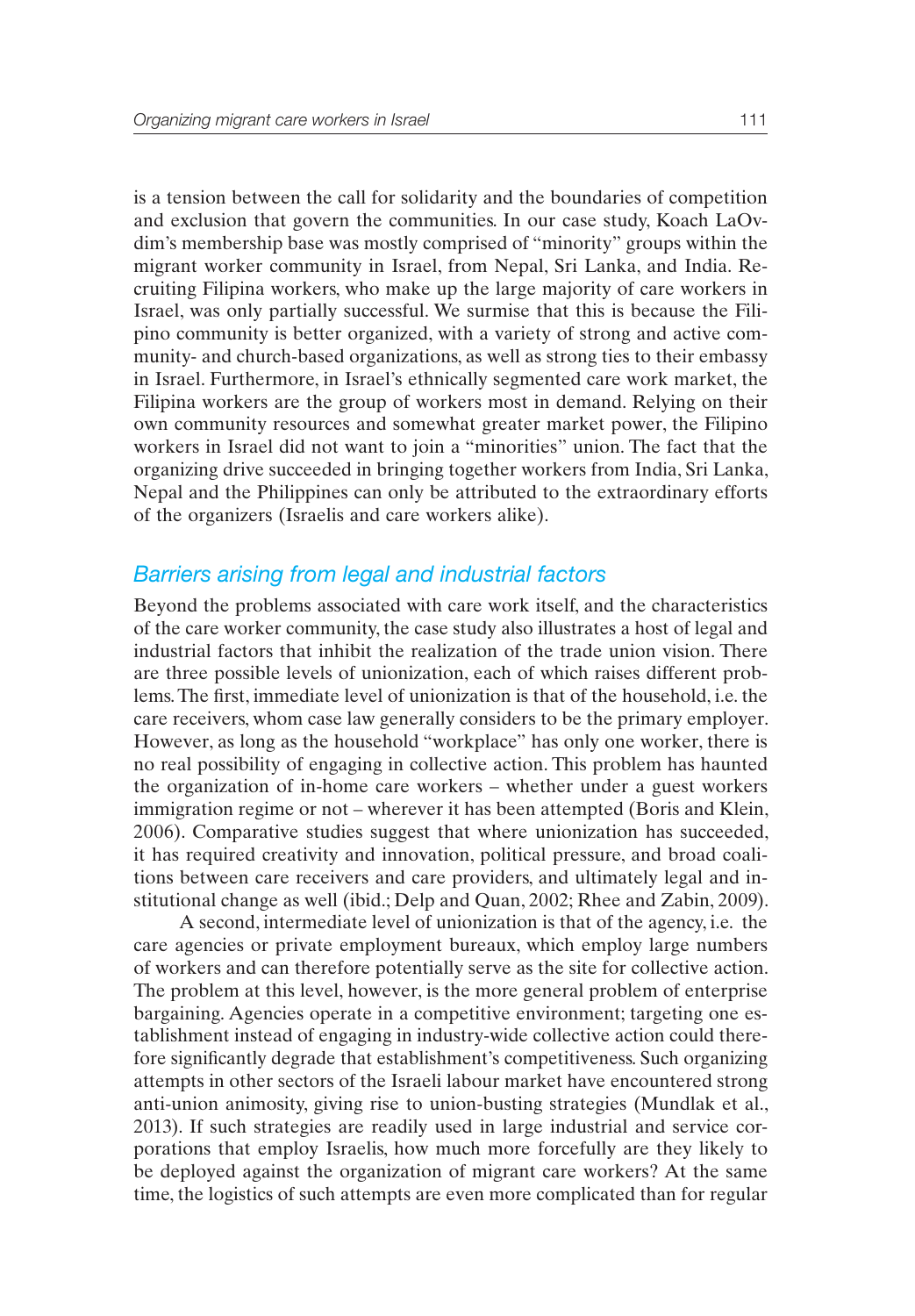is a tension between the call for solidarity and the boundaries of competition and exclusion that govern the communities. In our case study, Koach LaOvdim's membership base was mostly comprised of "minority" groups within the migrant worker community in Israel, from Nepal, Sri Lanka, and India. Recruiting Filipina workers, who make up the large majority of care workers in Israel, was only partially successful. We surmise that this is because the Filipino community is better organized, with a variety of strong and active community- and church-based organizations, as well as strong ties to their embassy in Israel. Furthermore, in Israel's ethnically segmented care work market, the Filipina workers are the group of workers most in demand. Relying on their own community resources and somewhat greater market power, the Filipino workers in Israel did not want to join a "minorities" union. The fact that the organizing drive succeeded in bringing together workers from India, Sri Lanka, Nepal and the Philippines can only be attributed to the extraordinary efforts of the organizers (Israelis and care workers alike).

## *Barriers arising from legal and industrial factors*

Beyond the problems associated with care work itself, and the characteristics of the care worker community, the case study also illustrates a host of legal and industrial factors that inhibit the realization of the trade union vision. There are three possible levels of unionization, each of which raises different problems. The first, immediate level of unionization is that of the household, i.e. the care receivers, whom case law generally considers to be the primary employer. However, as long as the household "workplace" has only one worker, there is no real possibility of engaging in collective action. This problem has haunted the organization of in-home care workers – whether under a guest workers immigration regime or not – wherever it has been attempted (Boris and Klein, 2006). Comparative studies suggest that where unionization has succeeded, it has required creativity and innovation, political pressure, and broad coalitions between care receivers and care providers, and ultimately legal and institutional change as well (ibid.; Delp and Quan, 2002; Rhee and Zabin, 2009).

A second, intermediate level of unionization is that of the agency, i.e. the care agencies or private employment bureaux, which employ large numbers of workers and can therefore potentially serve as the site for collective action. The problem at this level, however, is the more general problem of enterprise bargaining. Agencies operate in a competitive environment; targeting one establishment instead of engaging in industry-wide collective action could therefore significantly degrade that establishment's competitiveness. Such organizing attempts in other sectors of the Israeli labour market have encountered strong anti-union animosity, giving rise to union-busting strategies (Mundlak et al., 2013). If such strategies are readily used in large industrial and service corporations that employ Israelis, how much more forcefully are they likely to be deployed against the organization of migrant care workers? At the same time, the logistics of such attempts are even more complicated than for regular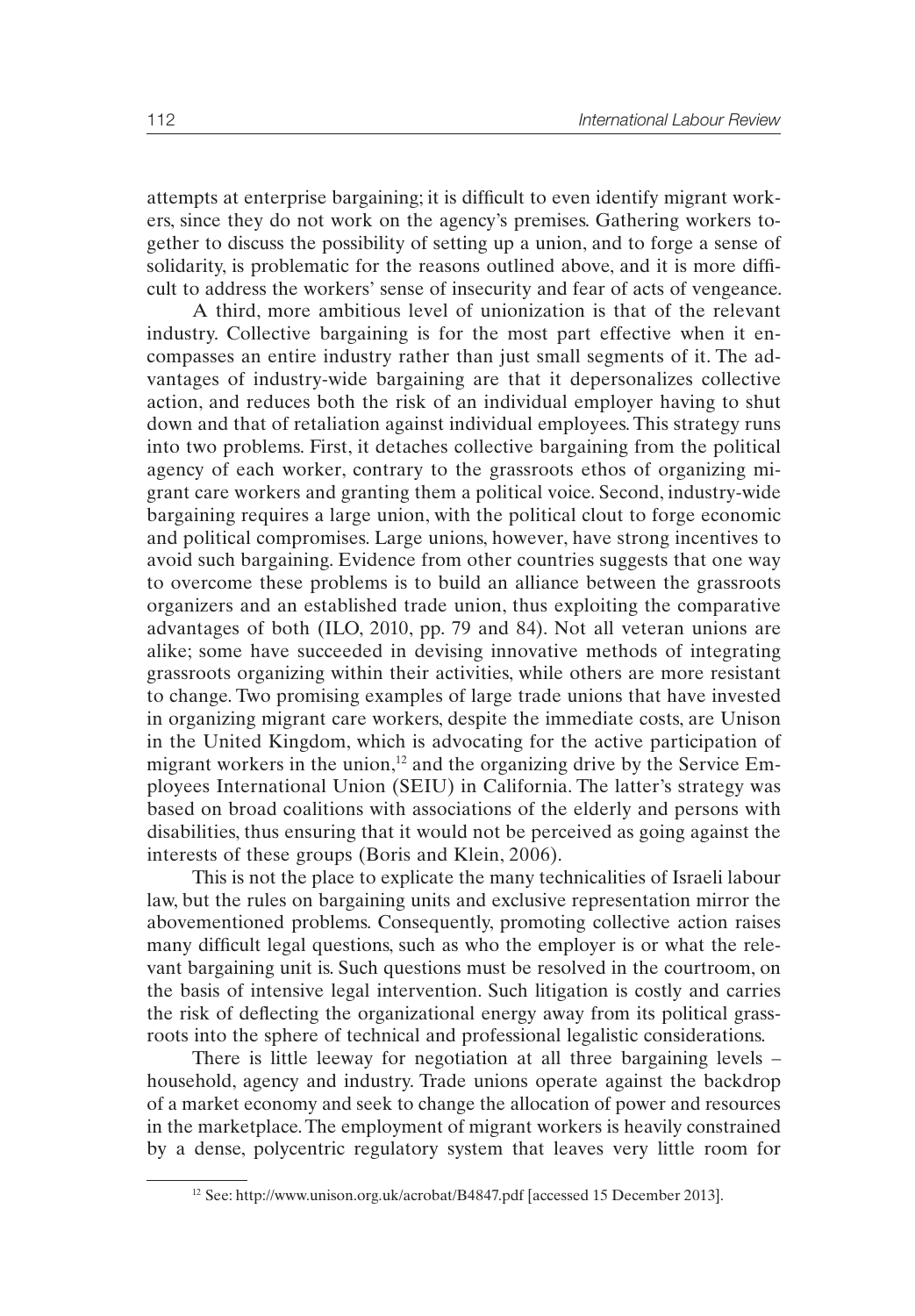attempts at enterprise bargaining; it is difficult to even identify migrant workers, since they do not work on the agency's premises. Gathering workers together to discuss the possibility of setting up a union, and to forge a sense of solidarity, is problematic for the reasons outlined above, and it is more difficult to address the workers' sense of insecurity and fear of acts of vengeance.

A third, more ambitious level of unionization is that of the relevant industry. Collective bargaining is for the most part effective when it encompasses an entire industry rather than just small segments of it. The advantages of industry-wide bargaining are that it depersonalizes collective action, and reduces both the risk of an individual employer having to shut down and that of retaliation against individual employees. This strategy runs into two problems. First, it detaches collective bargaining from the political agency of each worker, contrary to the grassroots ethos of organizing migrant care workers and granting them a political voice. Second, industry-wide bargaining requires a large union, with the political clout to forge economic and political compromises. Large unions, however, have strong incentives to avoid such bargaining. Evidence from other countries suggests that one way to overcome these problems is to build an alliance between the grassroots organizers and an established trade union, thus exploiting the comparative advantages of both (ILO, 2010, pp. 79 and 84). Not all veteran unions are alike; some have succeeded in devising innovative methods of integrating grassroots organizing within their activities, while others are more resistant to change. Two promising examples of large trade unions that have invested in organizing migrant care workers, despite the immediate costs, are Unison in the United Kingdom, which is advocating for the active participation of migrant workers in the union,[12] and the organizing drive by the Service Employees International Union (SEIU) in California. The latter's strategy was based on broad coalitions with associations of the elderly and persons with disabilities, thus ensuring that it would not be perceived as going against the interests of these groups (Boris and Klein, 2006).

This is not the place to explicate the many technicalities of Israeli labour law, but the rules on bargaining units and exclusive representation mirror the abovementioned problems. Consequently, promoting collective action raises many difficult legal questions, such as who the employer is or what the relevant bargaining unit is. Such questions must be resolved in the courtroom, on the basis of intensive legal intervention. Such litigation is costly and carries the risk of deflecting the organizational energy away from its political grassroots into the sphere of technical and professional legalistic considerations.

There is little leeway for negotiation at all three bargaining levels – household, agency and industry. Trade unions operate against the backdrop of a market economy and seek to change the allocation of power and resources in the marketplace. The employment of migrant workers is heavily constrained by a dense, polycentric regulatory system that leaves very little room for

[12] See: http://www.unison.org.uk/acrobat/B4847.pdf [accessed 15 December 2013].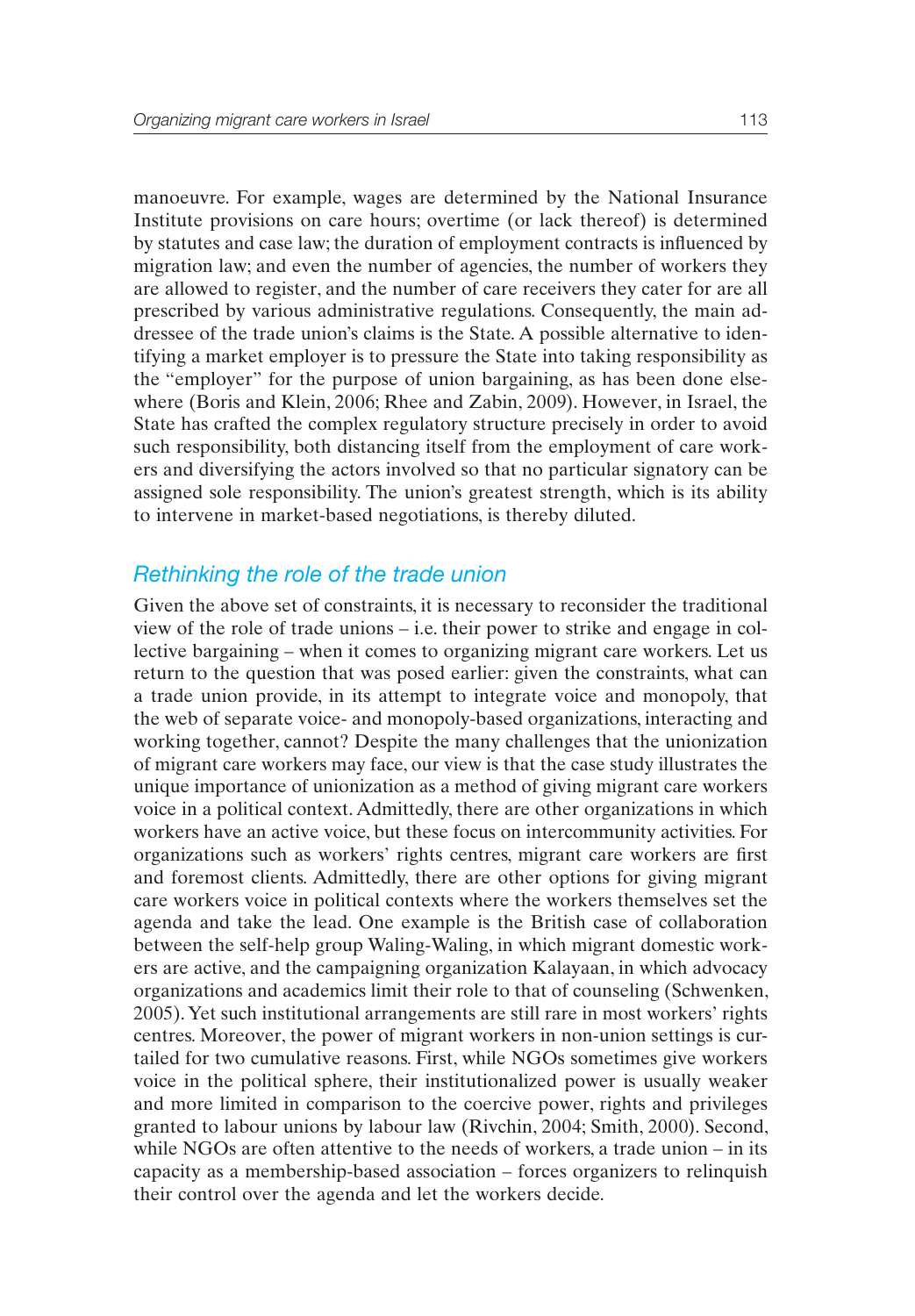manoeuvre. For example, wages are determined by the National Insurance Institute provisions on care hours; overtime (or lack thereof) is determined by statutes and case law; the duration of employment contracts is influenced by migration law; and even the number of agencies, the number of workers they are allowed to register, and the number of care receivers they cater for are all prescribed by various administrative regulations. Consequently, the main addressee of the trade union's claims is the State. A possible alternative to identifying a market employer is to pressure the State into taking responsibility as the "employer" for the purpose of union bargaining, as has been done elsewhere (Boris and Klein, 2006; Rhee and Zabin, 2009). However, in Israel, the State has crafted the complex regulatory structure precisely in order to avoid such responsibility, both distancing itself from the employment of care workers and diversifying the actors involved so that no particular signatory can be assigned sole responsibility. The union's greatest strength, which is its ability to intervene in market-based negotiations, is thereby diluted.

## *Rethinking the role of the trade union*

Given the above set of constraints, it is necessary to reconsider the traditional view of the role of trade unions – i.e. their power to strike and engage in collective bargaining – when it comes to organizing migrant care workers. Let us return to the question that was posed earlier: given the constraints, what can a trade union provide, in its attempt to integrate voice and monopoly, that the web of separate voice- and monopoly-based organizations, interacting and working together, cannot? Despite the many challenges that the unionization of migrant care workers may face, our view is that the case study illustrates the unique importance of unionization as a method of giving migrant care workers voice in a political context. Admittedly, there are other organizations in which workers have an active voice, but these focus on intercommunity activities. For organizations such as workers' rights centres, migrant care workers are first and foremost clients. Admittedly, there are other options for giving migrant care workers voice in political contexts where the workers themselves set the agenda and take the lead. One example is the British case of collaboration between the self-help group Waling-Waling, in which migrant domestic workers are active, and the campaigning organization Kalayaan, in which advocacy organizations and academics limit their role to that of counseling (Schwenken, 2005). Yet such institutional arrangements are still rare in most workers' rights centres. Moreover, the power of migrant workers in non-union settings is curtailed for two cumulative reasons. First, while NGOs sometimes give workers voice in the political sphere, their institutionalized power is usually weaker and more limited in comparison to the coercive power, rights and privileges granted to labour unions by labour law (Rivchin, 2004; Smith, 2000). Second, while NGOs are often attentive to the needs of workers, a trade union – in its capacity as a membership-based association – forces organizers to relinquish their control over the agenda and let the workers decide.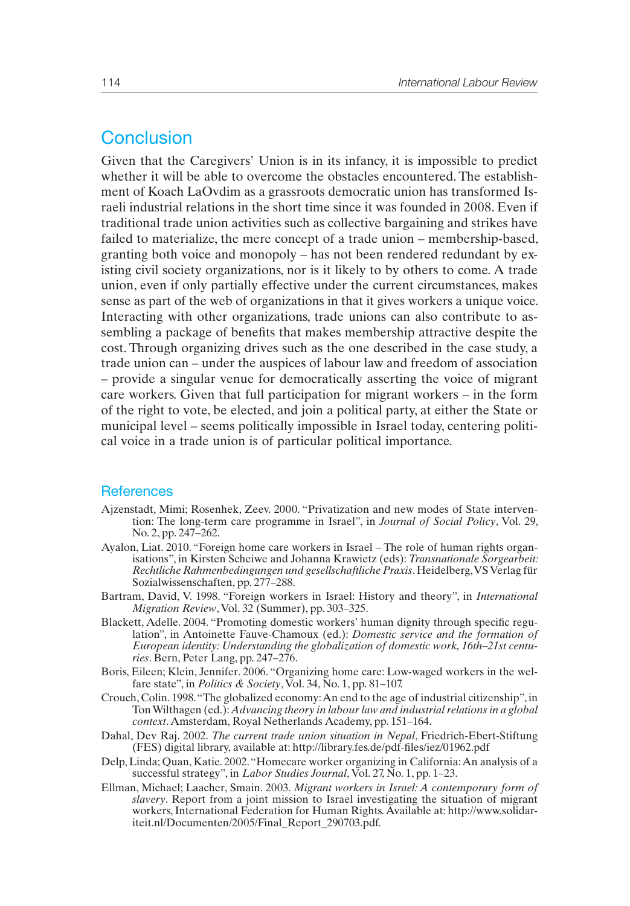## Conclusion

Given that the Caregivers' Union is in its infancy, it is impossible to predict whether it will be able to overcome the obstacles encountered. The establishment of Koach LaOvdim as a grassroots democratic union has transformed Israeli industrial relations in the short time since it was founded in 2008. Even if traditional trade union activities such as collective bargaining and strikes have failed to materialize, the mere concept of a trade union – membership-based, granting both voice and monopoly – has not been rendered redundant by existing civil society organizations, nor is it likely to by others to come. A trade union, even if only partially effective under the current circumstances, makes sense as part of the web of organizations in that it gives workers a unique voice. Interacting with other organizations, trade unions can also contribute to assembling a package of benefits that makes membership attractive despite the cost. Through organizing drives such as the one described in the case study, a trade union can – under the auspices of labour law and freedom of association – provide a singular venue for democratically asserting the voice of migrant care workers. Given that full participation for migrant workers – in the form of the right to vote, be elected, and join a political party, at either the State or municipal level – seems politically impossible in Israel today, centering political voice in a trade union is of particular political importance.

### References

Ajzenstadt, Mimi; Rosenhek, Zeev. 2000. "Privatization and new modes of State intervention: The long-term care programme in Israel", in *Journal of Social Policy*, Vol. 29, No. 2, pp. 247–262.

Ayalon, Liat. 2010. "Foreign home care workers in Israel – The role of human rights organisations", in Kirsten Scheiwe and Johanna Krawietz (eds): *Transnationale Sorgearbeit: Rechtliche Rahmenbedingungen und gesellschaftliche Praxis*. Heidelberg, VS Verlag für Sozialwissenschaften, pp. 277–288.

Bartram, David, V. 1998. "Foreign workers in Israel: History and theory", in *International Migration Review*, Vol. 32 (Summer), pp. 303–325.

Blackett, Adelle. 2004. "Promoting domestic workers' human dignity through specific regulation", in Antoinette Fauve-Chamoux (ed.): *Domestic service and the formation of European identity: Understanding the globalization of domestic work, 16th–21st centuries*. Bern, Peter Lang, pp. 247–276.

Boris, Eileen; Klein, Jennifer. 2006. "Organizing home care: Low-waged workers in the welfare state", in *Politics & Society*, Vol. 34, No. 1, pp. 81–107.

Crouch, Colin. 1998. "The globalized economy: An end to the age of industrial citizenship", in Ton Wilthagen (ed.): *Advancing theory in labour law and industrial relations in a global context*. Amsterdam, Royal Netherlands Academy, pp. 151–164.

Dahal, Dev Raj. 2002. *The current trade union situation in Nepal*, Friedrich-Ebert-Stiftung (FES) digital library, available at: http://library.fes.de/pdf-files/iez/01962.pdf

Delp, Linda; Quan, Katie. 2002. "Homecare worker organizing in California: An analysis of a successful strategy", in *Labor Studies Journal*, Vol. 27, No. 1, pp. 1–23.

Ellman, Michael; Laacher, Smain. 2003. *Migrant workers in Israel: A contemporary form of slavery*. Report from a joint mission to Israel investigating the situation of migrant workers, International Federation for Human Rights. Available at: http://www.solidariteit.nl/Documenten/2005/Final_Report_290703.pdf.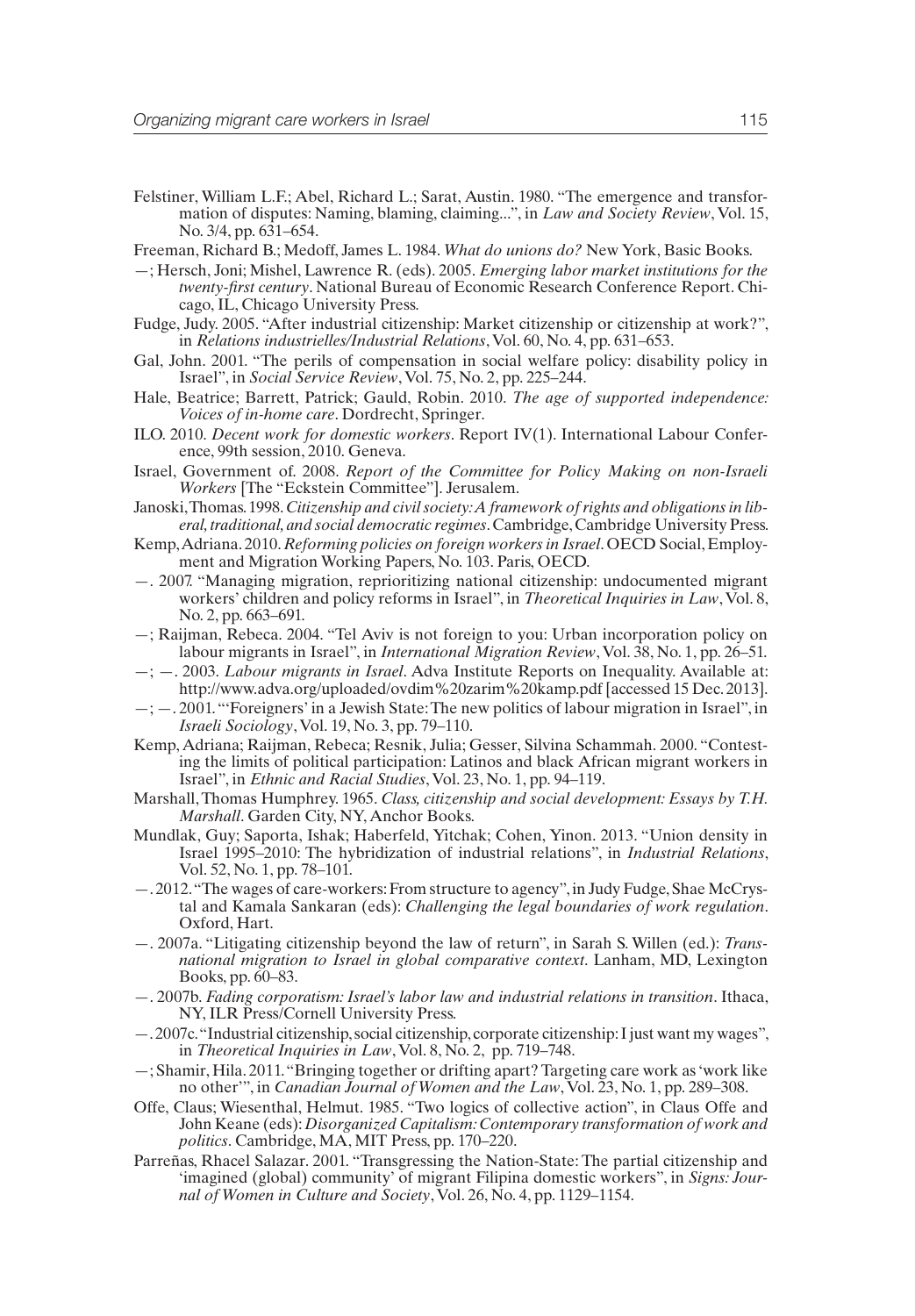Felstiner, William L.F.; Abel, Richard L.; Sarat, Austin. 1980. "The emergence and transformation of disputes: Naming, blaming, claiming...", in *Law and Society Review*, Vol. 15, No. 3/4, pp. 631–654.

Freeman, Richard B.; Medoff, James L. 1984. *What do unions do?* New York, Basic Books.

—; Hersch, Joni; Mishel, Lawrence R. (eds). 2005. *Emerging labor market institutions for the twenty-first century*. National Bureau of Economic Research Conference Report. Chicago, IL, Chicago University Press.

Fudge, Judy. 2005. "After industrial citizenship: Market citizenship or citizenship at work?", in *Relations industrielles/Industrial Relations*, Vol. 60, No. 4, pp. 631–653.

Gal, John. 2001. "The perils of compensation in social welfare policy: disability policy in Israel", in *Social Service Review*, Vol. 75, No. 2, pp. 225–244.

Hale, Beatrice; Barrett, Patrick; Gauld, Robin. 2010. *The age of supported independence: Voices of in-home care*. Dordrecht, Springer.

ILO. 2010. *Decent work for domestic workers*. Report IV(1). International Labour Conference, 99th session, 2010. Geneva.

Israel, Government of. 2008. *Report of the Committee for Policy Making on non-Israeli Workers* [The "Eckstein Committee"]. Jerusalem.

Janoski, Thomas. 1998. *Citizenship and civil society: A framework of rights and obligations in liberal, traditional, and social democratic regimes*. Cambridge, Cambridge University Press.

Kemp, Adriana. 2010. *Reforming policies on foreign workers in Israel*. OECD Social, Employment and Migration Working Papers, No. 103. Paris, OECD.

—. 2007. "Managing migration, reprioritizing national citizenship: undocumented migrant workers' children and policy reforms in Israel", in *Theoretical Inquiries in Law*, Vol. 8, No. 2, pp. 663–691.

—; Raijman, Rebeca. 2004. "Tel Aviv is not foreign to you: Urban incorporation policy on labour migrants in Israel", in *International Migration Review*, Vol. 38, No. 1, pp. 26–51.

—; —. 2003. *Labour migrants in Israel*. Adva Institute Reports on Inequality. Available at: http://www.adva.org/uploaded/ovdim%20zarim%20kamp.pdf [accessed 15 Dec. 2013].

—; —. 2001. "'Foreigners' in a Jewish State: The new politics of labour migration in Israel", in *Israeli Sociology*, Vol. 19, No. 3, pp. 79–110.

Kemp, Adriana; Raijman, Rebeca; Resnik, Julia; Gesser, Silvina Schammah. 2000. "Contesting the limits of political participation: Latinos and black African migrant workers in Israel", in *Ethnic and Racial Studies*, Vol. 23, No. 1, pp. 94–119.

Marshall, Thomas Humphrey. 1965. *Class, citizenship and social development: Essays by T.H. Marshall*. Garden City, NY, Anchor Books.

Mundlak, Guy; Saporta, Ishak; Haberfeld, Yitchak; Cohen, Yinon. 2013. "Union density in Israel 1995–2010: The hybridization of industrial relations", in *Industrial Relations*, Vol. 52, No. 1, pp. 78–101.

—. 2012. "The wages of care-workers: From structure to agency", in Judy Fudge, Shae McCrystal and Kamala Sankaran (eds): *Challenging the legal boundaries of work regulation*. Oxford, Hart.

—. 2007a. "Litigating citizenship beyond the law of return", in Sarah S. Willen (ed.): *Transnational migration to Israel in global comparative context*. Lanham, MD, Lexington Books, pp. 60–83.

—. 2007b. *Fading corporatism: Israel's labor law and industrial relations in transition*. Ithaca, NY, ILR Press/Cornell University Press.

—. 2007c. "Industrial citizenship, social citizenship, corporate citizenship: I just want my wages", in *Theoretical Inquiries in Law*, Vol. 8, No. 2, pp. 719–748.

—; Shamir, Hila. 2011. "Bringing together or drifting apart? Targeting care work as 'work like no other'", in *Canadian Journal of Women and the Law*, Vol. 23, No. 1, pp. 289–308.

Offe, Claus; Wiesenthal, Helmut. 1985. "Two logics of collective action", in Claus Offe and John Keane (eds): *Disorganized Capitalism: Contemporary transformation of work and politics*. Cambridge, MA, MIT Press, pp. 170–220.

Parreñas, Rhacel Salazar. 2001. "Transgressing the Nation-State: The partial citizenship and 'imagined (global) community' of migrant Filipina domestic workers", in *Signs: Journal of Women in Culture and Society*, Vol. 26, No. 4, pp. 1129–1154.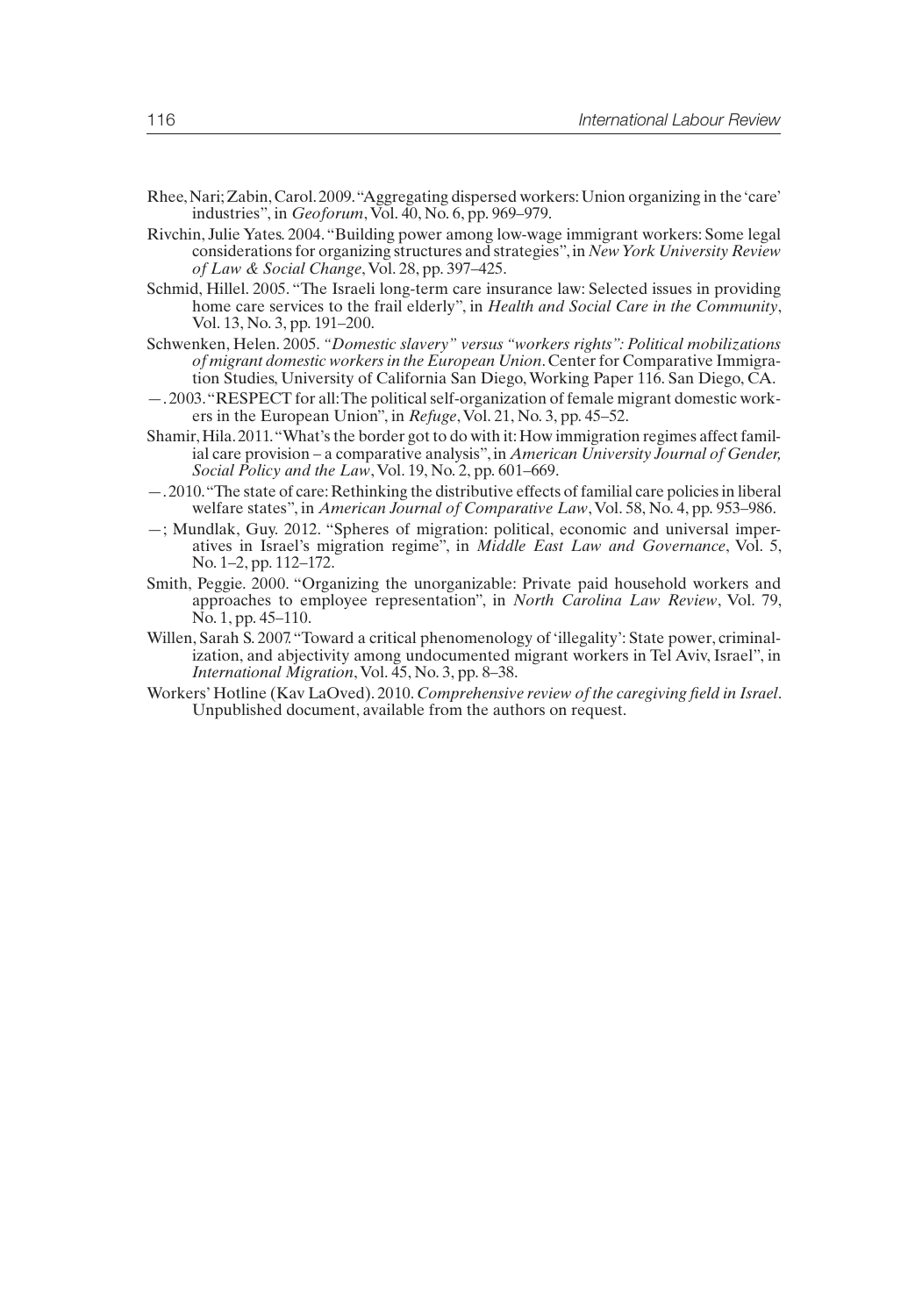Rhee, Nari; Zabin, Carol. 2009. "Aggregating dispersed workers: Union organizing in the 'care' industries", in *Geoforum*, Vol. 40, No. 6, pp. 969–979.

Rivchin, Julie Yates. 2004. "Building power among low-wage immigrant workers: Some legal considerations for organizing structures and strategies", in *New York University Review of Law & Social Change*, Vol. 28, pp. 397–425.

Schmid, Hillel. 2005. "The Israeli long-term care insurance law: Selected issues in providing home care services to the frail elderly", in *Health and Social Care in the Community*, Vol. 13, No. 3, pp. 191–200.

Schwenken, Helen. 2005. *"Domestic slavery" versus "workers rights": Political mobilizations of migrant domestic workers in the European Union*. Center for Comparative Immigration Studies, University of California San Diego, Working Paper 116. San Diego, CA.

—. 2003. "RESPECT for all: The political self-organization of female migrant domestic workers in the European Union", in *Refuge*, Vol. 21, No. 3, pp. 45–52.

Shamir, Hila. 2011. "What's the border got to do with it: How immigration regimes affect familial care provision – a comparative analysis", in *American University Journal of Gender, Social Policy and the Law*, Vol. 19, No. 2, pp. 601–669.

—. 2010. "The state of care: Rethinking the distributive effects of familial care policies in liberal welfare states", in *American Journal of Comparative Law*, Vol. 58, No. 4, pp. 953–986.

—; Mundlak, Guy. 2012. "Spheres of migration: political, economic and universal imperatives in Israel's migration regime", in *Middle East Law and Governance*, Vol. 5, No. 1–2, pp. 112–172.

Smith, Peggie. 2000. "Organizing the unorganizable: Private paid household workers and approaches to employee representation", in *North Carolina Law Review*, Vol. 79, No. 1, pp. 45–110.

Willen, Sarah S. 2007. "Toward a critical phenomenology of 'illegality': State power, criminalization, and abjectivity among undocumented migrant workers in Tel Aviv, Israel", in *International Migration*, Vol. 45, No. 3, pp. 8–38.

Workers' Hotline (Kav LaOved). 2010. *Comprehensive review of the caregiving field in Israel*. Unpublished document, available from the authors on request.